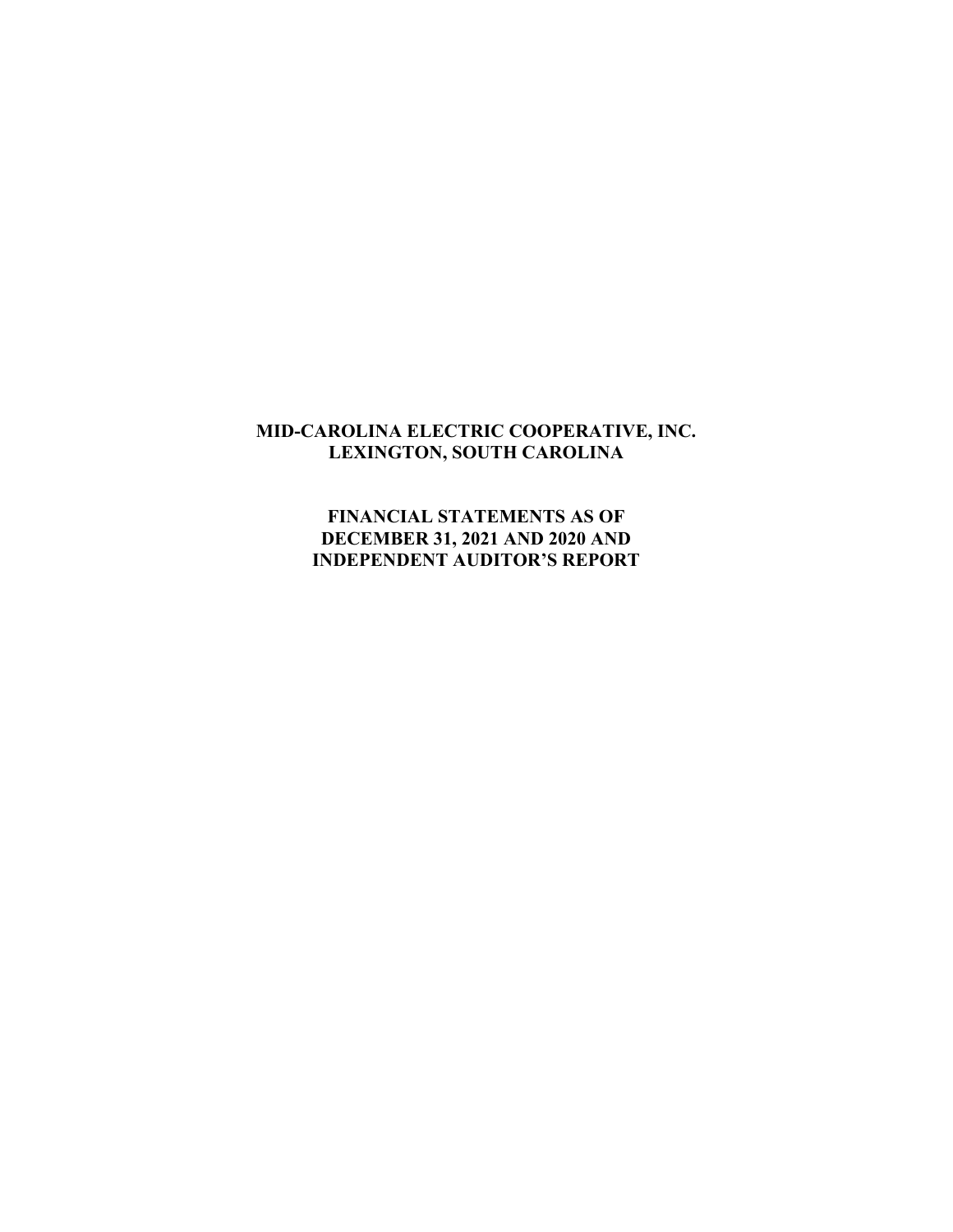# MID-CAROLINA ELECTRIC COOPERATIVE, INC.
# LEXINGTON, SOUTH CAROLINA

## FINANCIAL STATEMENTS AS OF DECEMBER 31, 2021 AND 2020 AND INDEPENDENT AUDITOR'S REPORT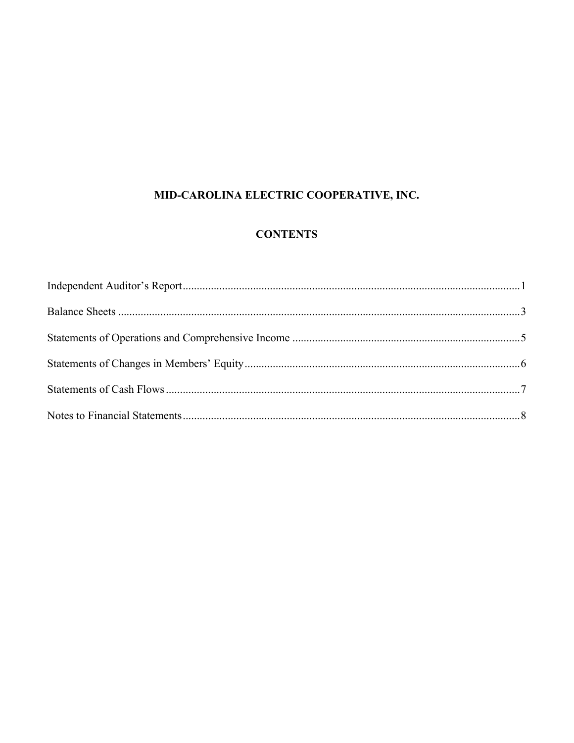# MID-CAROLINA ELECTRIC COOPERATIVE, INC.

## CONTENTS

| | |
|---|---|
| Independent Auditor's Report | 1 |
| Balance Sheets | 3 |
| Statements of Operations and Comprehensive Income | 5 |
| Statements of Changes in Members' Equity | 6 |
| Statements of Cash Flows | 7 |
| Notes to Financial Statements | 8 |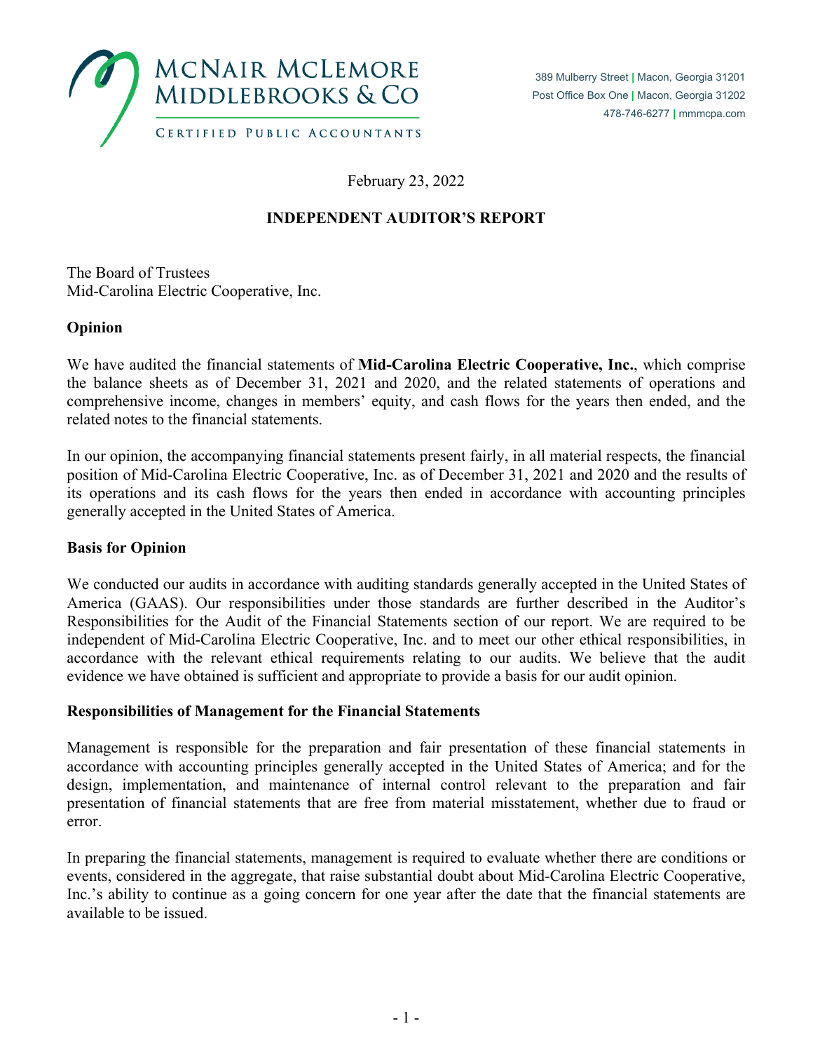McNAIR McLEMORE MIDDLEBROOKS & CO

CERTIFIED PUBLIC ACCOUNTANTS

389 Mulberry Street | Macon, Georgia 31201
Post Office Box One | Macon, Georgia 31202
478-746-6277 | mmmcpa.com

February 23, 2022

## INDEPENDENT AUDITOR'S REPORT

The Board of Trustees
Mid-Carolina Electric Cooperative, Inc.

### Opinion

We have audited the financial statements of **Mid-Carolina Electric Cooperative, Inc.**, which comprise the balance sheets as of December 31, 2021 and 2020, and the related statements of operations and comprehensive income, changes in members' equity, and cash flows for the years then ended, and the related notes to the financial statements.

In our opinion, the accompanying financial statements present fairly, in all material respects, the financial position of Mid-Carolina Electric Cooperative, Inc. as of December 31, 2021 and 2020 and the results of its operations and its cash flows for the years then ended in accordance with accounting principles generally accepted in the United States of America.

### Basis for Opinion

We conducted our audits in accordance with auditing standards generally accepted in the United States of America (GAAS). Our responsibilities under those standards are further described in the Auditor's Responsibilities for the Audit of the Financial Statements section of our report. We are required to be independent of Mid-Carolina Electric Cooperative, Inc. and to meet our other ethical responsibilities, in accordance with the relevant ethical requirements relating to our audits. We believe that the audit evidence we have obtained is sufficient and appropriate to provide a basis for our audit opinion.

### Responsibilities of Management for the Financial Statements

Management is responsible for the preparation and fair presentation of these financial statements in accordance with accounting principles generally accepted in the United States of America; and for the design, implementation, and maintenance of internal control relevant to the preparation and fair presentation of financial statements that are free from material misstatement, whether due to fraud or error.

In preparing the financial statements, management is required to evaluate whether there are conditions or events, considered in the aggregate, that raise substantial doubt about Mid-Carolina Electric Cooperative, Inc.'s ability to continue as a going concern for one year after the date that the financial statements are available to be issued.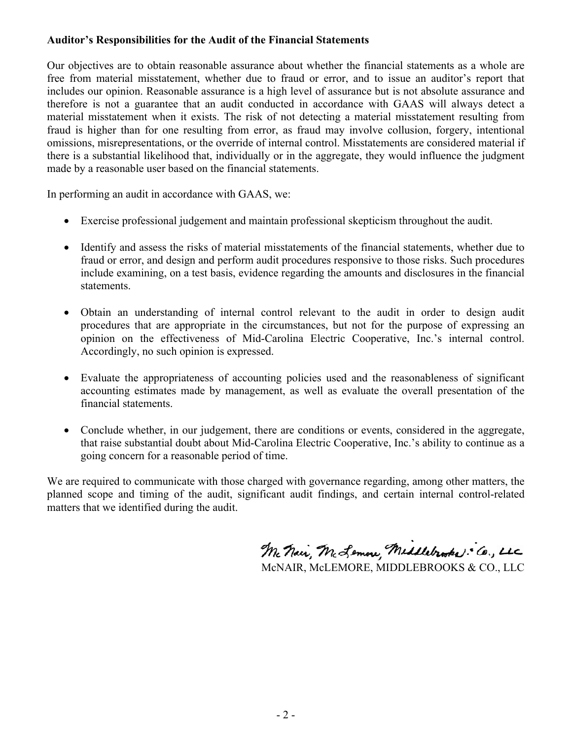**Auditor's Responsibilities for the Audit of the Financial Statements**

Our objectives are to obtain reasonable assurance about whether the financial statements as a whole are free from material misstatement, whether due to fraud or error, and to issue an auditor's report that includes our opinion. Reasonable assurance is a high level of assurance but is not absolute assurance and therefore is not a guarantee that an audit conducted in accordance with GAAS will always detect a material misstatement when it exists. The risk of not detecting a material misstatement resulting from fraud is higher than for one resulting from error, as fraud may involve collusion, forgery, intentional omissions, misrepresentations, or the override of internal control. Misstatements are considered material if there is a substantial likelihood that, individually or in the aggregate, they would influence the judgment made by a reasonable user based on the financial statements.

In performing an audit in accordance with GAAS, we:

- Exercise professional judgement and maintain professional skepticism throughout the audit.
- Identify and assess the risks of material misstatements of the financial statements, whether due to fraud or error, and design and perform audit procedures responsive to those risks. Such procedures include examining, on a test basis, evidence regarding the amounts and disclosures in the financial statements.
- Obtain an understanding of internal control relevant to the audit in order to design audit procedures that are appropriate in the circumstances, but not for the purpose of expressing an opinion on the effectiveness of Mid-Carolina Electric Cooperative, Inc.'s internal control. Accordingly, no such opinion is expressed.
- Evaluate the appropriateness of accounting policies used and the reasonableness of significant accounting estimates made by management, as well as evaluate the overall presentation of the financial statements.
- Conclude whether, in our judgement, there are conditions or events, considered in the aggregate, that raise substantial doubt about Mid-Carolina Electric Cooperative, Inc.'s ability to continue as a going concern for a reasonable period of time.

We are required to communicate with those charged with governance regarding, among other matters, the planned scope and timing of the audit, significant audit findings, and certain internal control-related matters that we identified during the audit.

McNair, McLemore, Middlebrooks & Co., LLC

McNAIR, McLEMORE, MIDDLEBROOKS & CO., LLC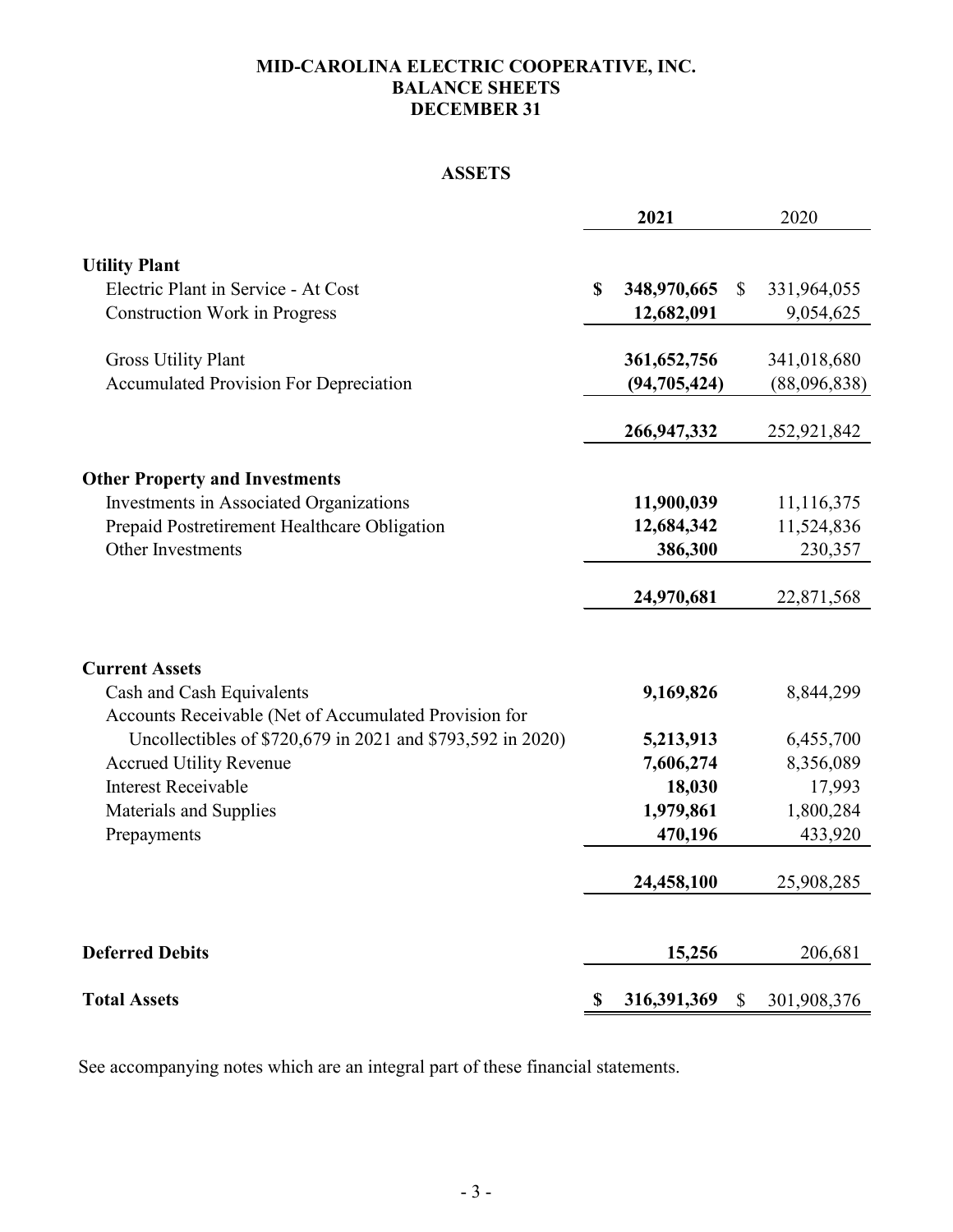# MID-CAROLINA ELECTRIC COOPERATIVE, INC.
# BALANCE SHEETS
# DECEMBER 31

## ASSETS

| | 2021 | 2020 |
|---|---|---|
| **Utility Plant** | | |
| Electric Plant in Service - At Cost | **$ 348,970,665** | $ 331,964,055 |
| Construction Work in Progress | **12,682,091** | 9,054,625 |
| Gross Utility Plant | **361,652,756** | 341,018,680 |
| Accumulated Provision For Depreciation | **(94,705,424)** | (88,096,838) |
| | **266,947,332** | 252,921,842 |
| **Other Property and Investments** | | |
| Investments in Associated Organizations | **11,900,039** | 11,116,375 |
| Prepaid Postretirement Healthcare Obligation | **12,684,342** | 11,524,836 |
| Other Investments | **386,300** | 230,357 |
| | **24,970,681** | 22,871,568 |
| **Current Assets** | | |
| Cash and Cash Equivalents | **9,169,826** | 8,844,299 |
| Accounts Receivable (Net of Accumulated Provision for Uncollectibles of $720,679 in 2021 and $793,592 in 2020) | **5,213,913** | 6,455,700 |
| Accrued Utility Revenue | **7,606,274** | 8,356,089 |
| Interest Receivable | **18,030** | 17,993 |
| Materials and Supplies | **1,979,861** | 1,800,284 |
| Prepayments | **470,196** | 433,920 |
| | **24,458,100** | 25,908,285 |
| **Deferred Debits** | **15,256** | 206,681 |
| **Total Assets** | **$ 316,391,369** | $ 301,908,376 |

See accompanying notes which are an integral part of these financial statements.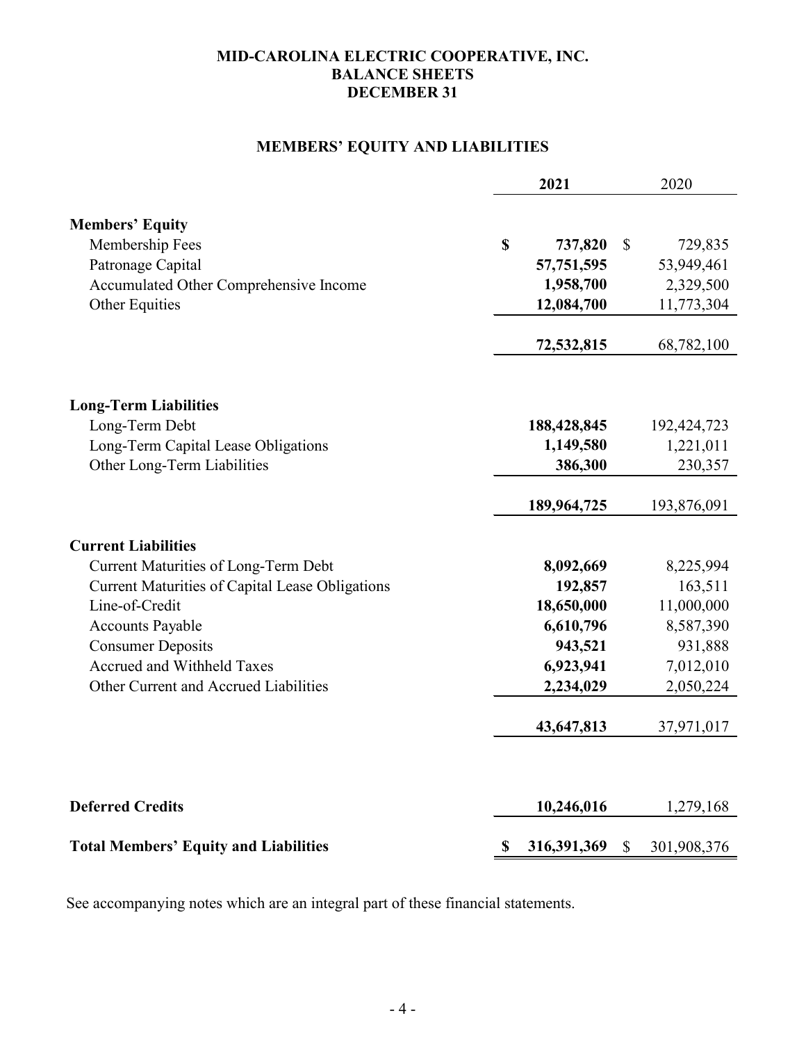**MID-CAROLINA ELECTRIC COOPERATIVE, INC.**
**BALANCE SHEETS**
**DECEMBER 31**

## MEMBERS' EQUITY AND LIABILITIES

| | **2021** | 2020 |
|---|---|---|
| **Members' Equity** | | |
| Membership Fees | **$ 737,820** | $ 729,835 |
| Patronage Capital | **57,751,595** | 53,949,461 |
| Accumulated Other Comprehensive Income | **1,958,700** | 2,329,500 |
| Other Equities | **12,084,700** | 11,773,304 |
| | **72,532,815** | 68,782,100 |
| **Long-Term Liabilities** | | |
| Long-Term Debt | **188,428,845** | 192,424,723 |
| Long-Term Capital Lease Obligations | **1,149,580** | 1,221,011 |
| Other Long-Term Liabilities | **386,300** | 230,357 |
| | **189,964,725** | 193,876,091 |
| **Current Liabilities** | | |
| Current Maturities of Long-Term Debt | **8,092,669** | 8,225,994 |
| Current Maturities of Capital Lease Obligations | **192,857** | 163,511 |
| Line-of-Credit | **18,650,000** | 11,000,000 |
| Accounts Payable | **6,610,796** | 8,587,390 |
| Consumer Deposits | **943,521** | 931,888 |
| Accrued and Withheld Taxes | **6,923,941** | 7,012,010 |
| Other Current and Accrued Liabilities | **2,234,029** | 2,050,224 |
| | **43,647,813** | 37,971,017 |
| **Deferred Credits** | **10,246,016** | 1,279,168 |
| **Total Members' Equity and Liabilities** | **$ 316,391,369** | $ 301,908,376 |

See accompanying notes which are an integral part of these financial statements.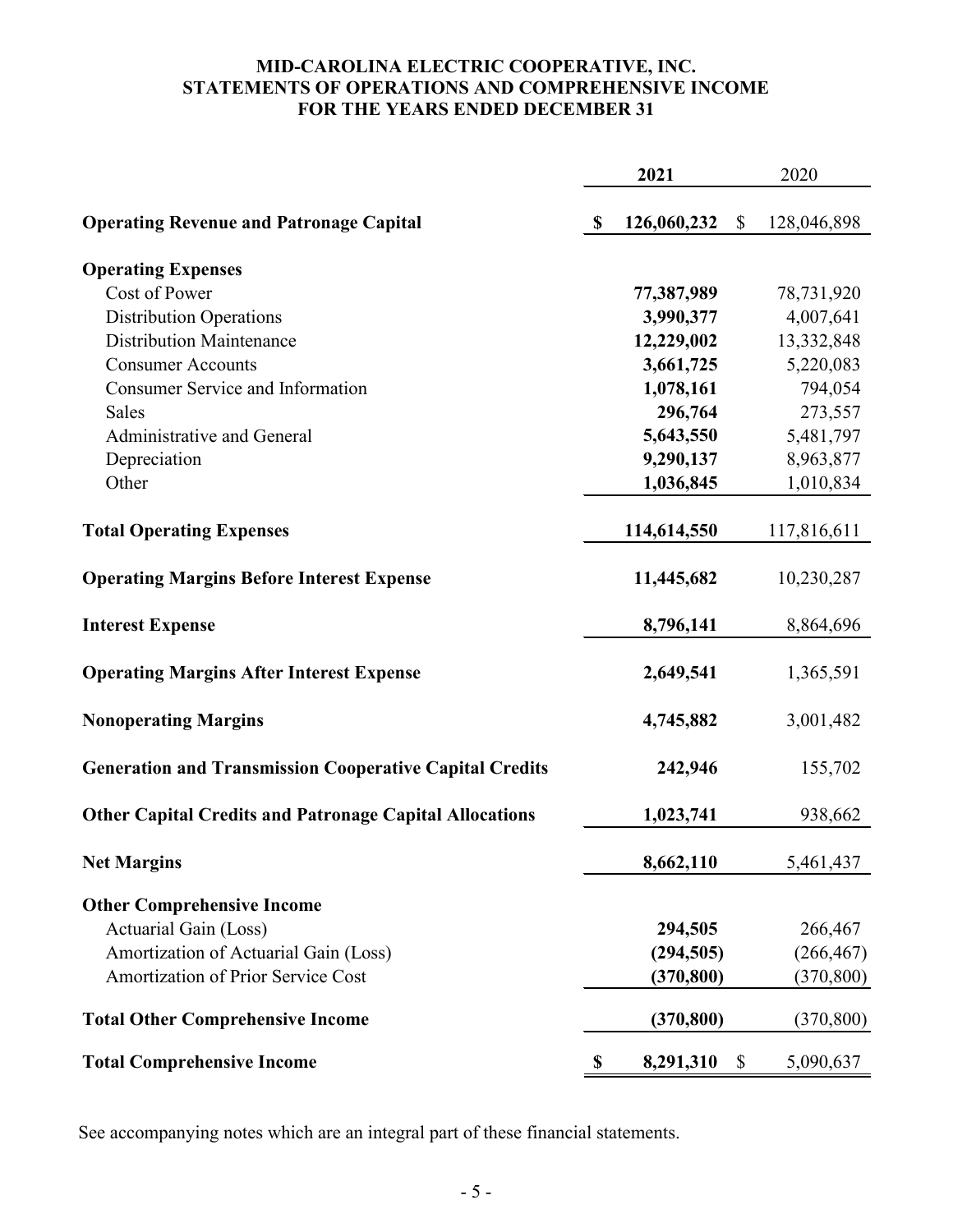**MID-CAROLINA ELECTRIC COOPERATIVE, INC.**
**STATEMENTS OF OPERATIONS AND COMPREHENSIVE INCOME**
**FOR THE YEARS ENDED DECEMBER 31**

| | 2021 | 2020 |
|---|---|---|
| **Operating Revenue and Patronage Capital** | **$ 126,060,232** | $ 128,046,898 |
| **Operating Expenses** | | |
| Cost of Power | **77,387,989** | 78,731,920 |
| Distribution Operations | **3,990,377** | 4,007,641 |
| Distribution Maintenance | **12,229,002** | 13,332,848 |
| Consumer Accounts | **3,661,725** | 5,220,083 |
| Consumer Service and Information | **1,078,161** | 794,054 |
| Sales | **296,764** | 273,557 |
| Administrative and General | **5,643,550** | 5,481,797 |
| Depreciation | **9,290,137** | 8,963,877 |
| Other | **1,036,845** | 1,010,834 |
| **Total Operating Expenses** | **114,614,550** | 117,816,611 |
| **Operating Margins Before Interest Expense** | **11,445,682** | 10,230,287 |
| **Interest Expense** | **8,796,141** | 8,864,696 |
| **Operating Margins After Interest Expense** | **2,649,541** | 1,365,591 |
| **Nonoperating Margins** | **4,745,882** | 3,001,482 |
| **Generation and Transmission Cooperative Capital Credits** | **242,946** | 155,702 |
| **Other Capital Credits and Patronage Capital Allocations** | **1,023,741** | 938,662 |
| **Net Margins** | **8,662,110** | 5,461,437 |
| **Other Comprehensive Income** | | |
| Actuarial Gain (Loss) | **294,505** | 266,467 |
| Amortization of Actuarial Gain (Loss) | **(294,505)** | (266,467) |
| Amortization of Prior Service Cost | **(370,800)** | (370,800) |
| **Total Other Comprehensive Income** | **(370,800)** | (370,800) |
| **Total Comprehensive Income** | **$ 8,291,310** | $ 5,090,637 |

See accompanying notes which are an integral part of these financial statements.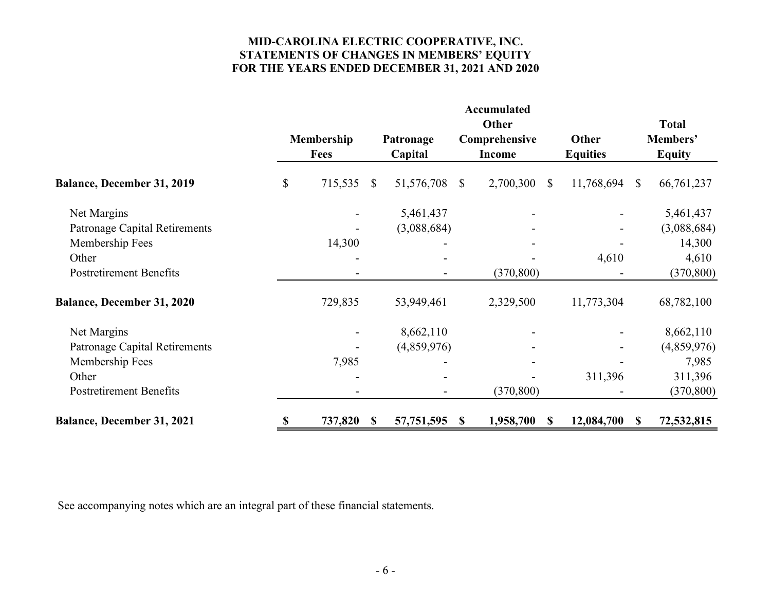**MID-CAROLINA ELECTRIC COOPERATIVE, INC.**
**STATEMENTS OF CHANGES IN MEMBERS' EQUITY**
**FOR THE YEARS ENDED DECEMBER 31, 2021 AND 2020**

| | Membership Fees | Patronage Capital | Accumulated Other Comprehensive Income | Other Equities | Total Members' Equity |
|---|---|---|---|---|---|
| **Balance, December 31, 2019** | $ 715,535 | $ 51,576,708 | $ 2,700,300 | $ 11,768,694 | $ 66,761,237 |
| Net Margins | - | 5,461,437 | - | - | 5,461,437 |
| Patronage Capital Retirements | - | (3,088,684) | - | - | (3,088,684) |
| Membership Fees | 14,300 | - | - | - | 14,300 |
| Other | - | - | - | 4,610 | 4,610 |
| Postretirement Benefits | - | - | (370,800) | - | (370,800) |
| **Balance, December 31, 2020** | 729,835 | 53,949,461 | 2,329,500 | 11,773,304 | 68,782,100 |
| Net Margins | - | 8,662,110 | - | - | 8,662,110 |
| Patronage Capital Retirements | - | (4,859,976) | - | - | (4,859,976) |
| Membership Fees | 7,985 | - | - | - | 7,985 |
| Other | - | - | - | 311,396 | 311,396 |
| Postretirement Benefits | - | - | (370,800) | - | (370,800) |
| **Balance, December 31, 2021** | **$ 737,820** | **$ 57,751,595** | **$ 1,958,700** | **$ 12,084,700** | **$ 72,532,815** |

See accompanying notes which are an integral part of these financial statements.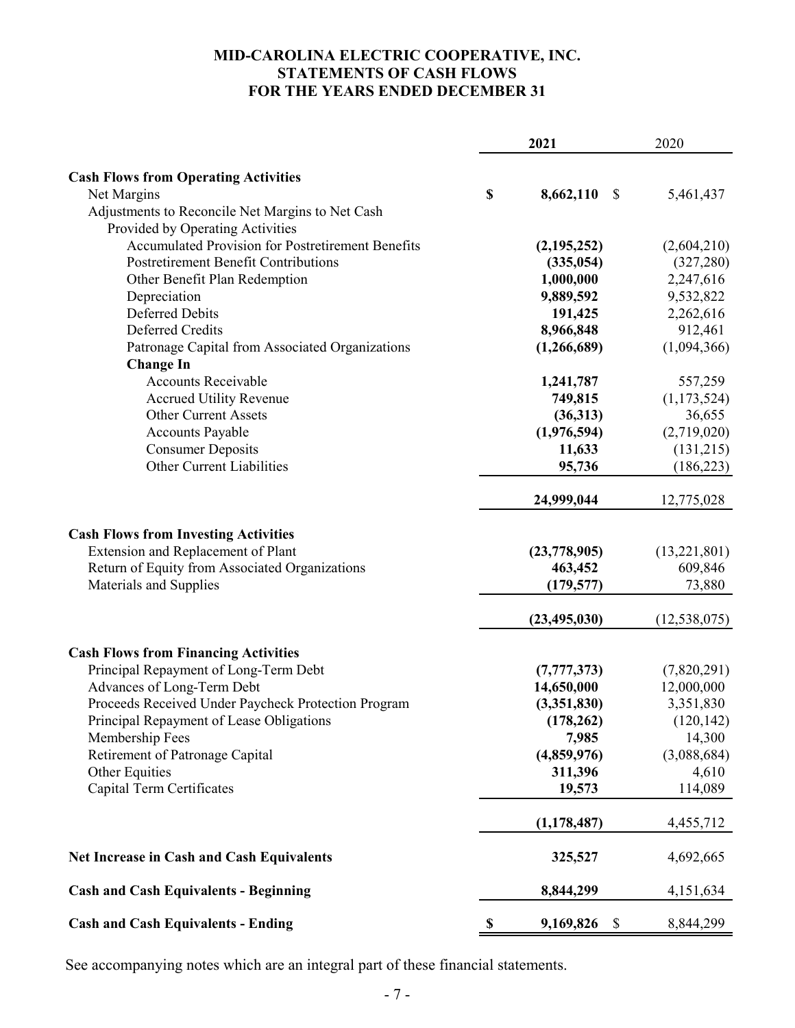**MID-CAROLINA ELECTRIC COOPERATIVE, INC.**
**STATEMENTS OF CASH FLOWS**
**FOR THE YEARS ENDED DECEMBER 31**

| | **2021** | 2020 |
|---|---|---|
| **Cash Flows from Operating Activities** | | |
| Net Margins | **$ 8,662,110** | $ 5,461,437 |
| Adjustments to Reconcile Net Margins to Net Cash Provided by Operating Activities | | |
| Accumulated Provision for Postretirement Benefits | **(2,195,252)** | (2,604,210) |
| Postretirement Benefit Contributions | **(335,054)** | (327,280) |
| Other Benefit Plan Redemption | **1,000,000** | 2,247,616 |
| Depreciation | **9,889,592** | 9,532,822 |
| Deferred Debits | **191,425** | 2,262,616 |
| Deferred Credits | **8,966,848** | 912,461 |
| Patronage Capital from Associated Organizations | **(1,266,689)** | (1,094,366) |
| **Change In** | | |
| Accounts Receivable | **1,241,787** | 557,259 |
| Accrued Utility Revenue | **749,815** | (1,173,524) |
| Other Current Assets | **(36,313)** | 36,655 |
| Accounts Payable | **(1,976,594)** | (2,719,020) |
| Consumer Deposits | **11,633** | (131,215) |
| Other Current Liabilities | **95,736** | (186,223) |
| | **24,999,044** | 12,775,028 |
| **Cash Flows from Investing Activities** | | |
| Extension and Replacement of Plant | **(23,778,905)** | (13,221,801) |
| Return of Equity from Associated Organizations | **463,452** | 609,846 |
| Materials and Supplies | **(179,577)** | 73,880 |
| | **(23,495,030)** | (12,538,075) |
| **Cash Flows from Financing Activities** | | |
| Principal Repayment of Long-Term Debt | **(7,777,373)** | (7,820,291) |
| Advances of Long-Term Debt | **14,650,000** | 12,000,000 |
| Proceeds Received Under Paycheck Protection Program | **(3,351,830)** | 3,351,830 |
| Principal Repayment of Lease Obligations | **(178,262)** | (120,142) |
| Membership Fees | **7,985** | 14,300 |
| Retirement of Patronage Capital | **(4,859,976)** | (3,088,684) |
| Other Equities | **311,396** | 4,610 |
| Capital Term Certificates | **19,573** | 114,089 |
| | **(1,178,487)** | 4,455,712 |
| **Net Increase in Cash and Cash Equivalents** | **325,527** | 4,692,665 |
| **Cash and Cash Equivalents - Beginning** | **8,844,299** | 4,151,634 |
| **Cash and Cash Equivalents - Ending** | **$ 9,169,826** | $ 8,844,299 |

See accompanying notes which are an integral part of these financial statements.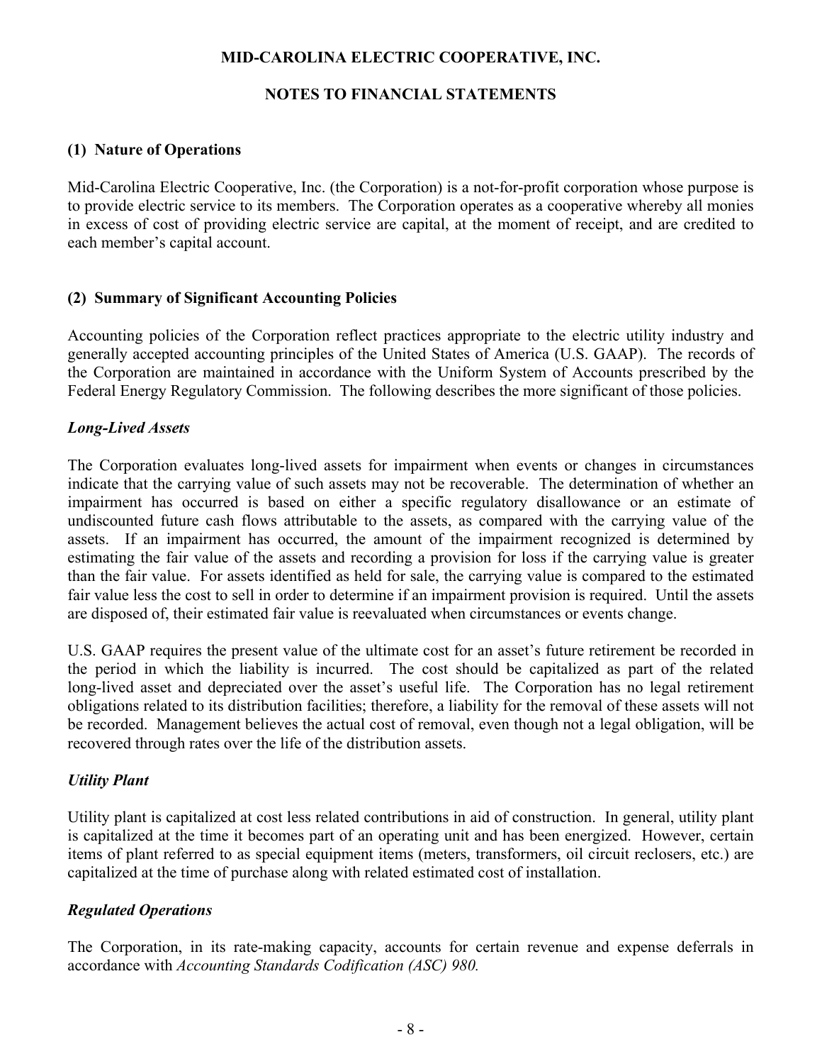**MID-CAROLINA ELECTRIC COOPERATIVE, INC.**

**NOTES TO FINANCIAL STATEMENTS**

## (1) Nature of Operations

Mid-Carolina Electric Cooperative, Inc. (the Corporation) is a not-for-profit corporation whose purpose is to provide electric service to its members. The Corporation operates as a cooperative whereby all monies in excess of cost of providing electric service are capital, at the moment of receipt, and are credited to each member's capital account.

## (2) Summary of Significant Accounting Policies

Accounting policies of the Corporation reflect practices appropriate to the electric utility industry and generally accepted accounting principles of the United States of America (U.S. GAAP). The records of the Corporation are maintained in accordance with the Uniform System of Accounts prescribed by the Federal Energy Regulatory Commission. The following describes the more significant of those policies.

### *Long-Lived Assets*

The Corporation evaluates long-lived assets for impairment when events or changes in circumstances indicate that the carrying value of such assets may not be recoverable. The determination of whether an impairment has occurred is based on either a specific regulatory disallowance or an estimate of undiscounted future cash flows attributable to the assets, as compared with the carrying value of the assets. If an impairment has occurred, the amount of the impairment recognized is determined by estimating the fair value of the assets and recording a provision for loss if the carrying value is greater than the fair value. For assets identified as held for sale, the carrying value is compared to the estimated fair value less the cost to sell in order to determine if an impairment provision is required. Until the assets are disposed of, their estimated fair value is reevaluated when circumstances or events change.

U.S. GAAP requires the present value of the ultimate cost for an asset's future retirement be recorded in the period in which the liability is incurred. The cost should be capitalized as part of the related long-lived asset and depreciated over the asset's useful life. The Corporation has no legal retirement obligations related to its distribution facilities; therefore, a liability for the removal of these assets will not be recorded. Management believes the actual cost of removal, even though not a legal obligation, will be recovered through rates over the life of the distribution assets.

### *Utility Plant*

Utility plant is capitalized at cost less related contributions in aid of construction. In general, utility plant is capitalized at the time it becomes part of an operating unit and has been energized. However, certain items of plant referred to as special equipment items (meters, transformers, oil circuit reclosers, etc.) are capitalized at the time of purchase along with related estimated cost of installation.

### *Regulated Operations*

The Corporation, in its rate-making capacity, accounts for certain revenue and expense deferrals in accordance with *Accounting Standards Codification (ASC) 980.*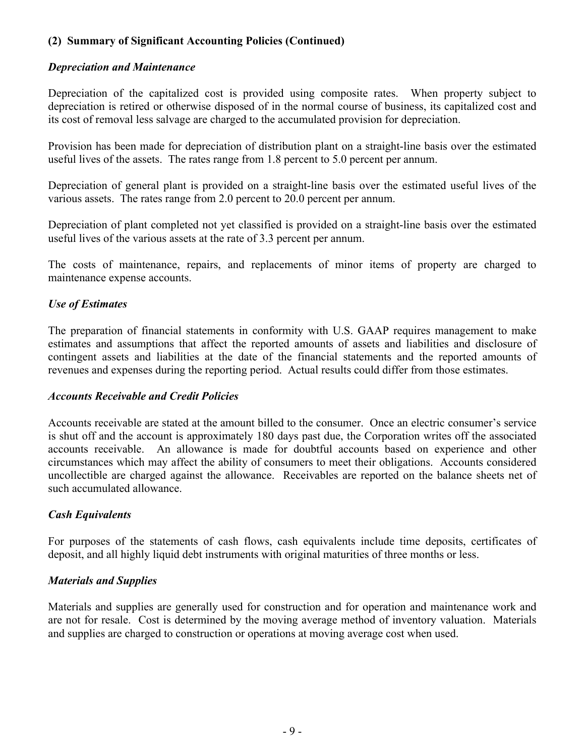## (2) Summary of Significant Accounting Policies (Continued)

### *Depreciation and Maintenance*

Depreciation of the capitalized cost is provided using composite rates. When property subject to depreciation is retired or otherwise disposed of in the normal course of business, its capitalized cost and its cost of removal less salvage are charged to the accumulated provision for depreciation.

Provision has been made for depreciation of distribution plant on a straight-line basis over the estimated useful lives of the assets. The rates range from 1.8 percent to 5.0 percent per annum.

Depreciation of general plant is provided on a straight-line basis over the estimated useful lives of the various assets. The rates range from 2.0 percent to 20.0 percent per annum.

Depreciation of plant completed not yet classified is provided on a straight-line basis over the estimated useful lives of the various assets at the rate of 3.3 percent per annum.

The costs of maintenance, repairs, and replacements of minor items of property are charged to maintenance expense accounts.

### *Use of Estimates*

The preparation of financial statements in conformity with U.S. GAAP requires management to make estimates and assumptions that affect the reported amounts of assets and liabilities and disclosure of contingent assets and liabilities at the date of the financial statements and the reported amounts of revenues and expenses during the reporting period. Actual results could differ from those estimates.

### *Accounts Receivable and Credit Policies*

Accounts receivable are stated at the amount billed to the consumer. Once an electric consumer's service is shut off and the account is approximately 180 days past due, the Corporation writes off the associated accounts receivable. An allowance is made for doubtful accounts based on experience and other circumstances which may affect the ability of consumers to meet their obligations. Accounts considered uncollectible are charged against the allowance. Receivables are reported on the balance sheets net of such accumulated allowance.

### *Cash Equivalents*

For purposes of the statements of cash flows, cash equivalents include time deposits, certificates of deposit, and all highly liquid debt instruments with original maturities of three months or less.

### *Materials and Supplies*

Materials and supplies are generally used for construction and for operation and maintenance work and are not for resale. Cost is determined by the moving average method of inventory valuation. Materials and supplies are charged to construction or operations at moving average cost when used.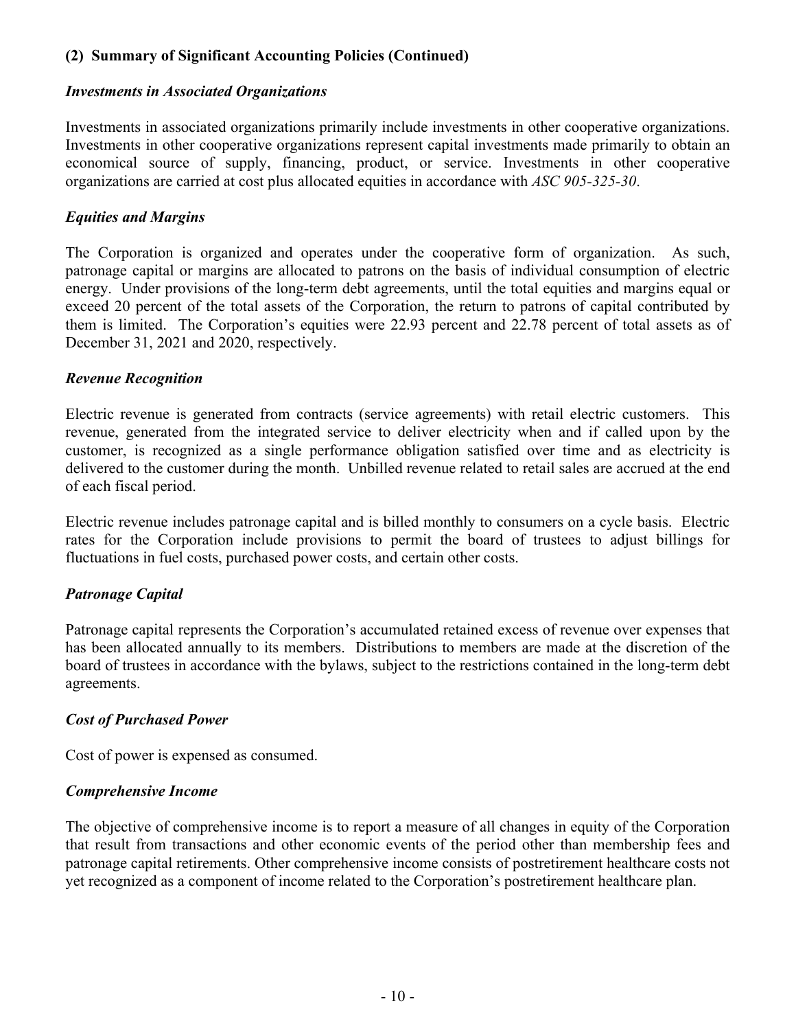## (2) Summary of Significant Accounting Policies (Continued)

### *Investments in Associated Organizations*

Investments in associated organizations primarily include investments in other cooperative organizations. Investments in other cooperative organizations represent capital investments made primarily to obtain an economical source of supply, financing, product, or service. Investments in other cooperative organizations are carried at cost plus allocated equities in accordance with *ASC 905-325-30*.

### *Equities and Margins*

The Corporation is organized and operates under the cooperative form of organization. As such, patronage capital or margins are allocated to patrons on the basis of individual consumption of electric energy. Under provisions of the long-term debt agreements, until the total equities and margins equal or exceed 20 percent of the total assets of the Corporation, the return to patrons of capital contributed by them is limited. The Corporation's equities were 22.93 percent and 22.78 percent of total assets as of December 31, 2021 and 2020, respectively.

### *Revenue Recognition*

Electric revenue is generated from contracts (service agreements) with retail electric customers. This revenue, generated from the integrated service to deliver electricity when and if called upon by the customer, is recognized as a single performance obligation satisfied over time and as electricity is delivered to the customer during the month. Unbilled revenue related to retail sales are accrued at the end of each fiscal period.

Electric revenue includes patronage capital and is billed monthly to consumers on a cycle basis. Electric rates for the Corporation include provisions to permit the board of trustees to adjust billings for fluctuations in fuel costs, purchased power costs, and certain other costs.

### *Patronage Capital*

Patronage capital represents the Corporation's accumulated retained excess of revenue over expenses that has been allocated annually to its members. Distributions to members are made at the discretion of the board of trustees in accordance with the bylaws, subject to the restrictions contained in the long-term debt agreements.

### *Cost of Purchased Power*

Cost of power is expensed as consumed.

### *Comprehensive Income*

The objective of comprehensive income is to report a measure of all changes in equity of the Corporation that result from transactions and other economic events of the period other than membership fees and patronage capital retirements. Other comprehensive income consists of postretirement healthcare costs not yet recognized as a component of income related to the Corporation's postretirement healthcare plan.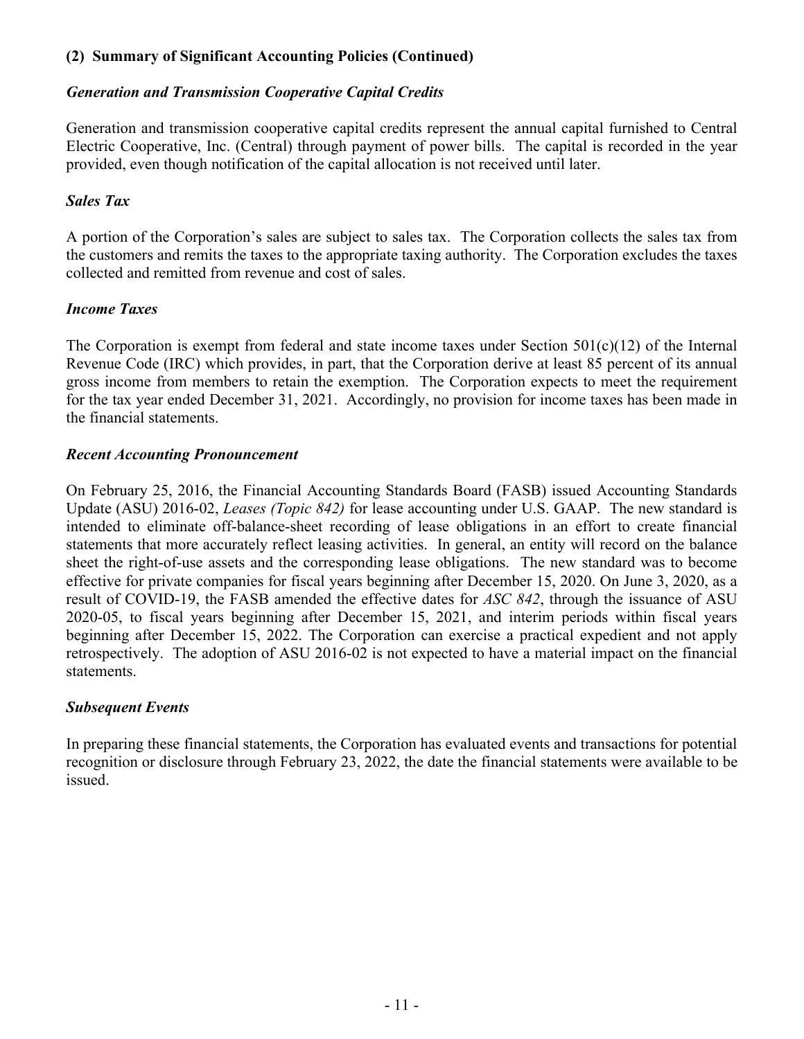## (2) Summary of Significant Accounting Policies (Continued)

### *Generation and Transmission Cooperative Capital Credits*

Generation and transmission cooperative capital credits represent the annual capital furnished to Central Electric Cooperative, Inc. (Central) through payment of power bills. The capital is recorded in the year provided, even though notification of the capital allocation is not received until later.

### *Sales Tax*

A portion of the Corporation's sales are subject to sales tax. The Corporation collects the sales tax from the customers and remits the taxes to the appropriate taxing authority. The Corporation excludes the taxes collected and remitted from revenue and cost of sales.

### *Income Taxes*

The Corporation is exempt from federal and state income taxes under Section 501(c)(12) of the Internal Revenue Code (IRC) which provides, in part, that the Corporation derive at least 85 percent of its annual gross income from members to retain the exemption. The Corporation expects to meet the requirement for the tax year ended December 31, 2021. Accordingly, no provision for income taxes has been made in the financial statements.

### *Recent Accounting Pronouncement*

On February 25, 2016, the Financial Accounting Standards Board (FASB) issued Accounting Standards Update (ASU) 2016-02, *Leases (Topic 842)* for lease accounting under U.S. GAAP. The new standard is intended to eliminate off-balance-sheet recording of lease obligations in an effort to create financial statements that more accurately reflect leasing activities. In general, an entity will record on the balance sheet the right-of-use assets and the corresponding lease obligations. The new standard was to become effective for private companies for fiscal years beginning after December 15, 2020. On June 3, 2020, as a result of COVID-19, the FASB amended the effective dates for *ASC 842*, through the issuance of ASU 2020-05, to fiscal years beginning after December 15, 2021, and interim periods within fiscal years beginning after December 15, 2022. The Corporation can exercise a practical expedient and not apply retrospectively. The adoption of ASU 2016-02 is not expected to have a material impact on the financial statements.

### *Subsequent Events*

In preparing these financial statements, the Corporation has evaluated events and transactions for potential recognition or disclosure through February 23, 2022, the date the financial statements were available to be issued.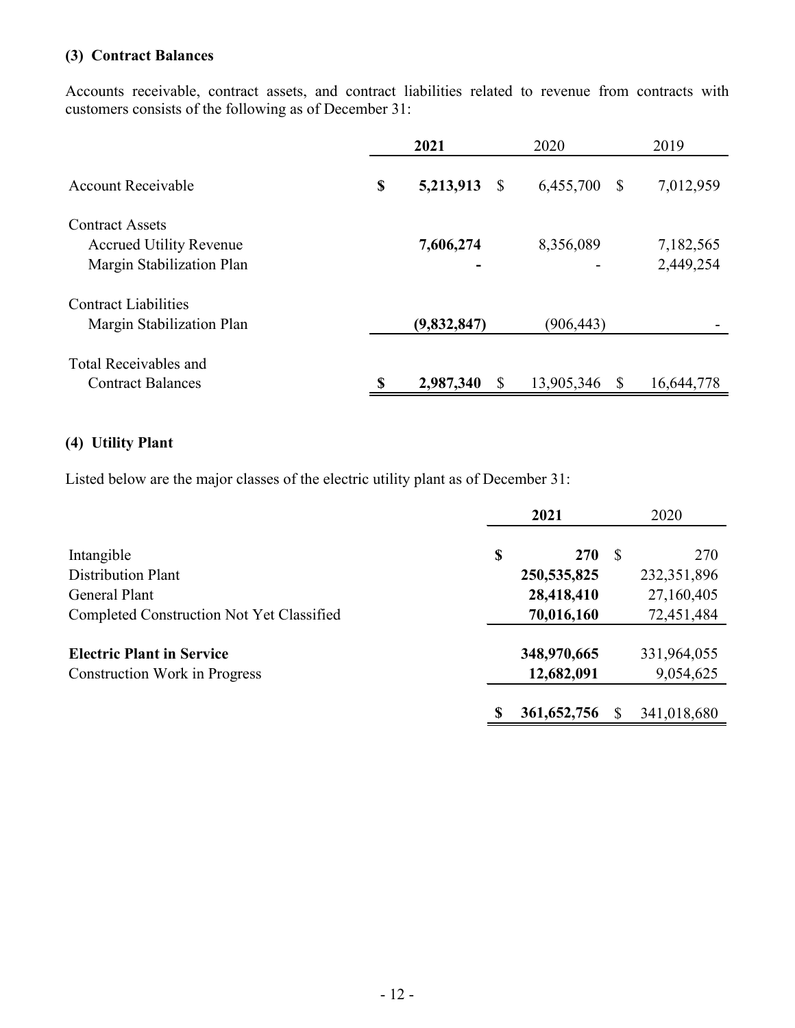### (3) Contract Balances

Accounts receivable, contract assets, and contract liabilities related to revenue from contracts with customers consists of the following as of December 31:

| | **2021** | 2020 | 2019 |
|---|---|---|---|
| Account Receivable | **$ 5,213,913** | $ 6,455,700 | $ 7,012,959 |
| Contract Assets | | | |
| Accrued Utility Revenue | **7,606,274** | 8,356,089 | 7,182,565 |
| Margin Stabilization Plan | **-** | - | 2,449,254 |
| Contract Liabilities | | | |
| Margin Stabilization Plan | **(9,832,847)** | (906,443) | - |
| Total Receivables and Contract Balances | **$ 2,987,340** | $ 13,905,346 | $ 16,644,778 |

### (4) Utility Plant

Listed below are the major classes of the electric utility plant as of December 31:

| | **2021** | 2020 |
|---|---|---|
| Intangible | **$ 270** | $ 270 |
| Distribution Plant | **250,535,825** | 232,351,896 |
| General Plant | **28,418,410** | 27,160,405 |
| Completed Construction Not Yet Classified | **70,016,160** | 72,451,484 |
| **Electric Plant in Service** | **348,970,665** | 331,964,055 |
| Construction Work in Progress | **12,682,091** | 9,054,625 |
| | **$ 361,652,756** | $ 341,018,680 |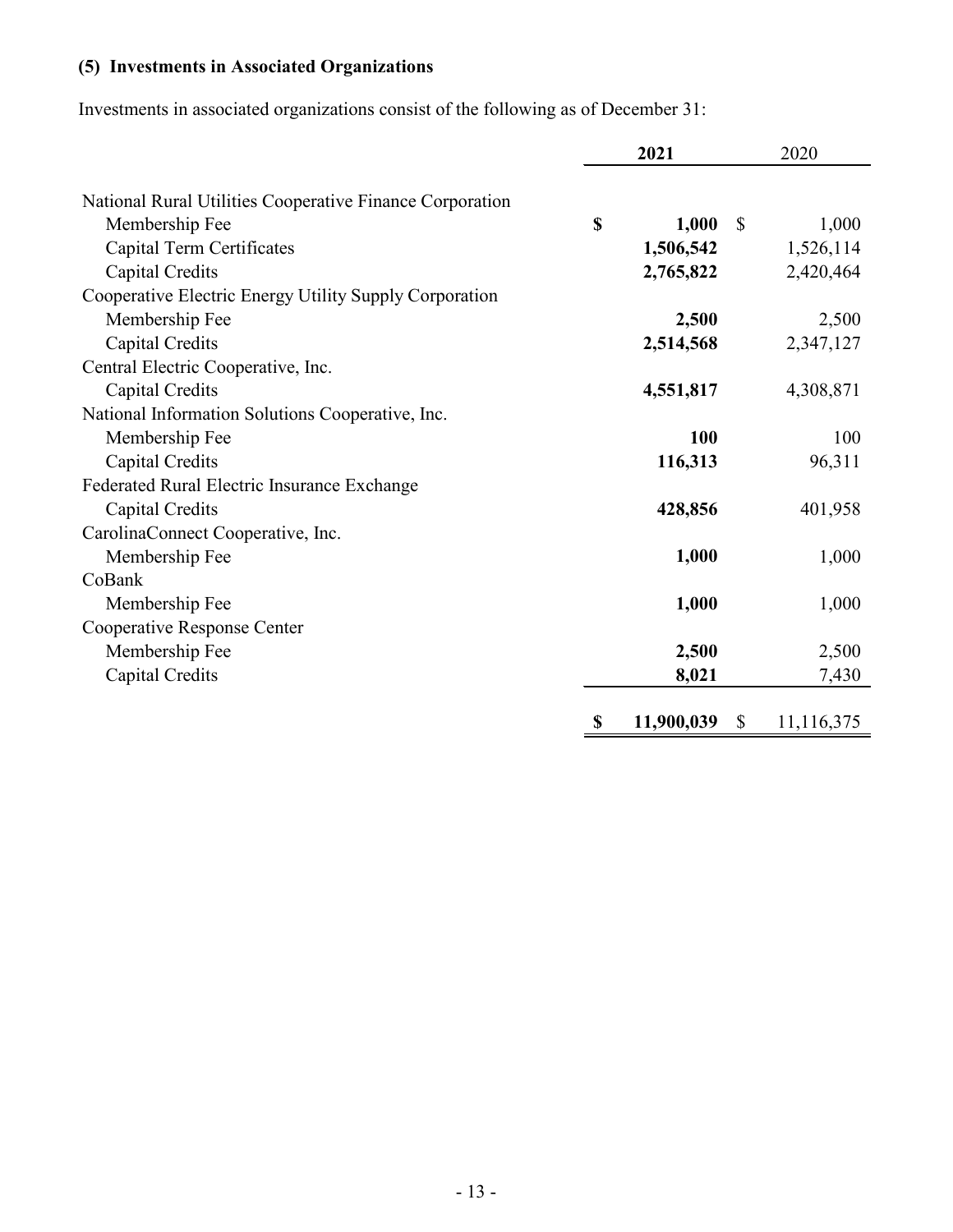### (5) Investments in Associated Organizations

Investments in associated organizations consist of the following as of December 31:

| | **2021** | 2020 |
|---|---|---|
| National Rural Utilities Cooperative Finance Corporation | | |
| Membership Fee | **$ 1,000** | $ 1,000 |
| Capital Term Certificates | **1,506,542** | 1,526,114 |
| Capital Credits | **2,765,822** | 2,420,464 |
| Cooperative Electric Energy Utility Supply Corporation | | |
| Membership Fee | **2,500** | 2,500 |
| Capital Credits | **2,514,568** | 2,347,127 |
| Central Electric Cooperative, Inc. | | |
| Capital Credits | **4,551,817** | 4,308,871 |
| National Information Solutions Cooperative, Inc. | | |
| Membership Fee | **100** | 100 |
| Capital Credits | **116,313** | 96,311 |
| Federated Rural Electric Insurance Exchange | | |
| Capital Credits | **428,856** | 401,958 |
| CarolinaConnect Cooperative, Inc. | | |
| Membership Fee | **1,000** | 1,000 |
| CoBank | | |
| Membership Fee | **1,000** | 1,000 |
| Cooperative Response Center | | |
| Membership Fee | **2,500** | 2,500 |
| Capital Credits | **8,021** | 7,430 |
| | **$ 11,900,039** | $ 11,116,375 |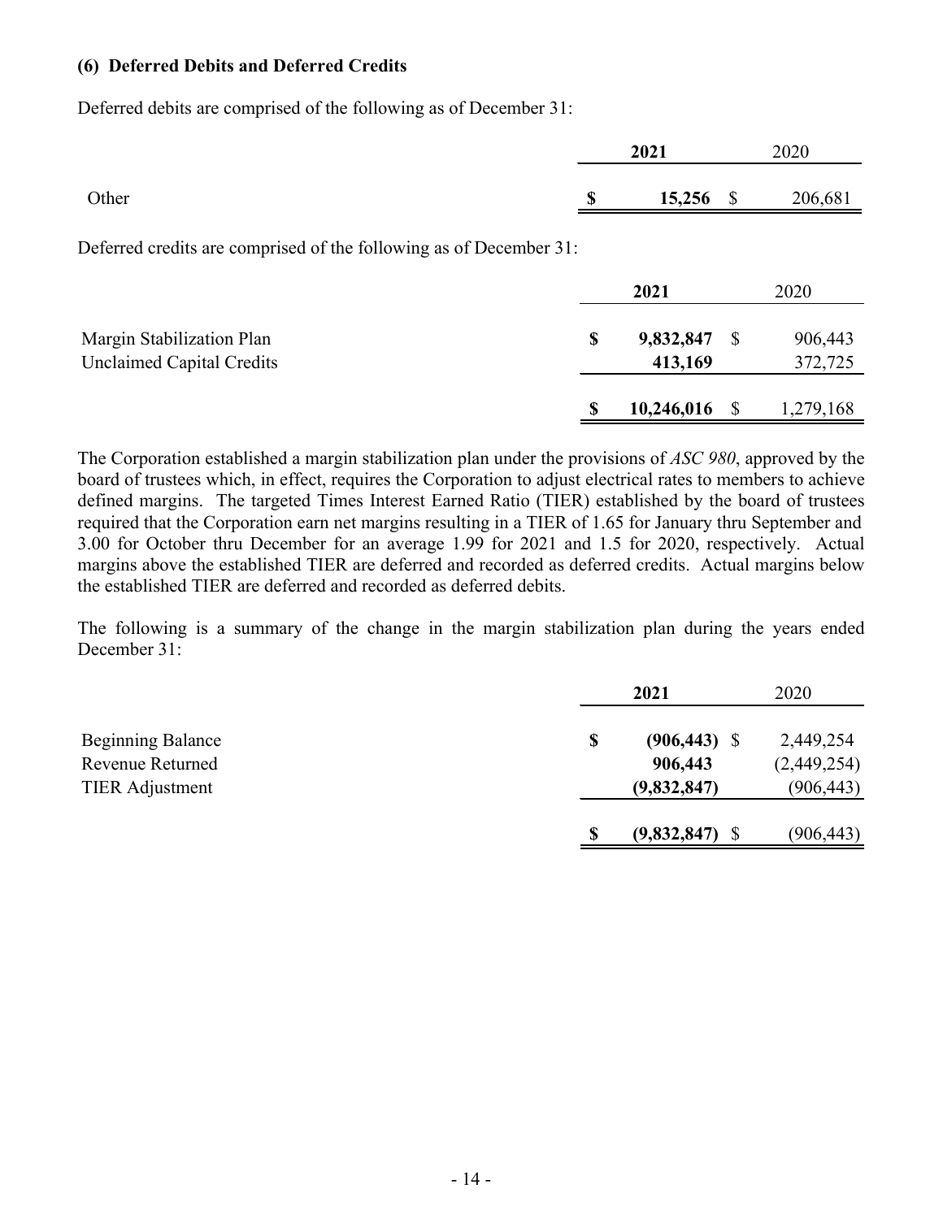### (6) Deferred Debits and Deferred Credits

Deferred debits are comprised of the following as of December 31:

| | 2021 | 2020 |
|---|---|---|
| Other | **$ 15,256** | $ 206,681 |

Deferred credits are comprised of the following as of December 31:

| | 2021 | 2020 |
|---|---|---|
| Margin Stabilization Plan | **$ 9,832,847** | $ 906,443 |
| Unclaimed Capital Credits | **413,169** | 372,725 |
| | **$ 10,246,016** | $ 1,279,168 |

The Corporation established a margin stabilization plan under the provisions of *ASC 980*, approved by the board of trustees which, in effect, requires the Corporation to adjust electrical rates to members to achieve defined margins. The targeted Times Interest Earned Ratio (TIER) established by the board of trustees required that the Corporation earn net margins resulting in a TIER of 1.65 for January thru September and 3.00 for October thru December for an average 1.99 for 2021 and 1.5 for 2020, respectively. Actual margins above the established TIER are deferred and recorded as deferred credits. Actual margins below the established TIER are deferred and recorded as deferred debits.

The following is a summary of the change in the margin stabilization plan during the years ended December 31:

| | 2021 | 2020 |
|---|---|---|
| Beginning Balance | **$ (906,443)** | $ 2,449,254 |
| Revenue Returned | **906,443** | (2,449,254) |
| TIER Adjustment | **(9,832,847)** | (906,443) |
| | **$ (9,832,847)** | $ (906,443) |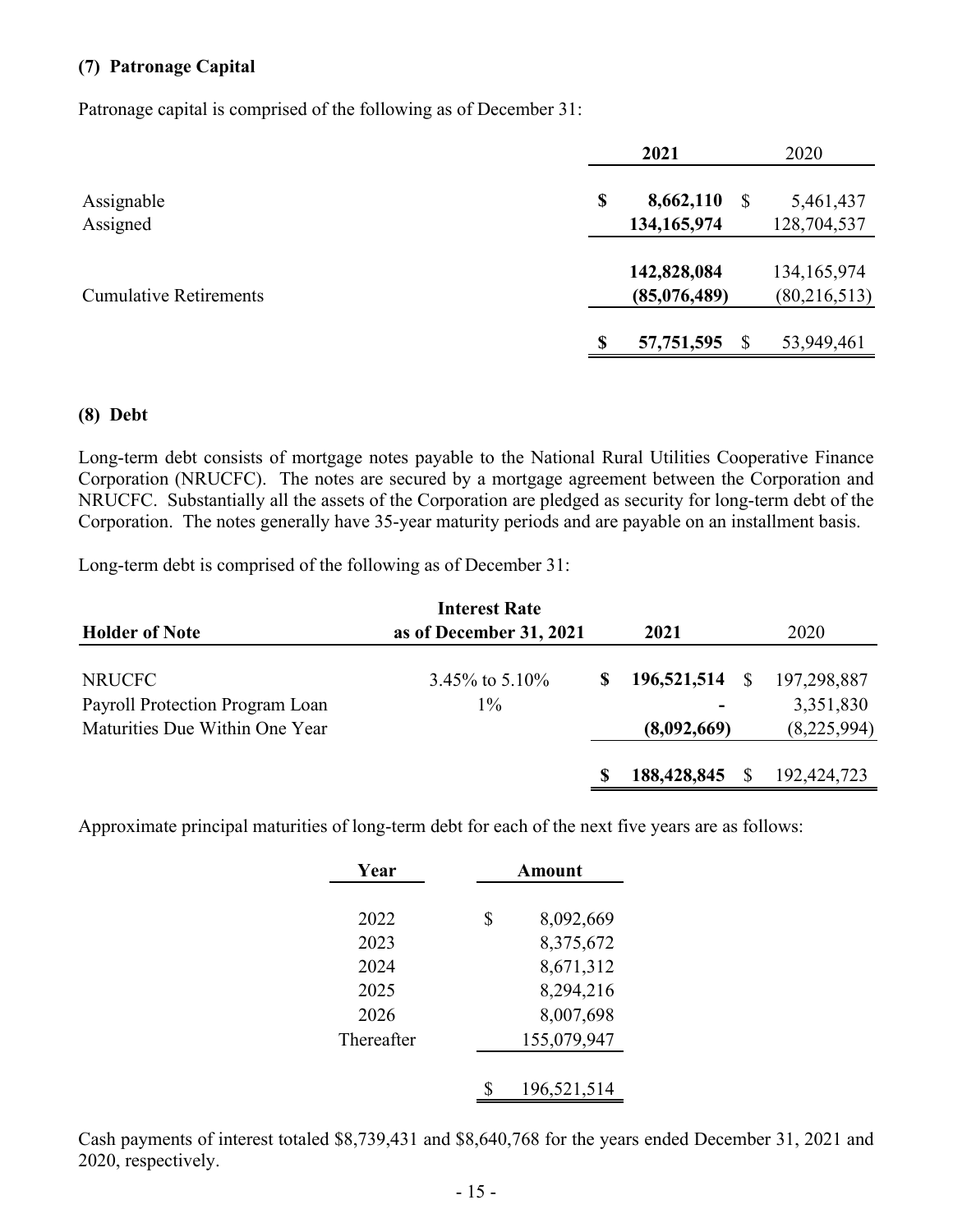### (7) Patronage Capital

Patronage capital is comprised of the following as of December 31:

| | 2021 | 2020 |
|---|---|---|
| Assignable | **$ 8,662,110** | $ 5,461,437 |
| Assigned | **134,165,974** | 128,704,537 |
| | **142,828,084** | 134,165,974 |
| Cumulative Retirements | **(85,076,489)** | (80,216,513) |
| | **$ 57,751,595** | $ 53,949,461 |

### (8) Debt

Long-term debt consists of mortgage notes payable to the National Rural Utilities Cooperative Finance Corporation (NRUCFC). The notes are secured by a mortgage agreement between the Corporation and NRUCFC. Substantially all the assets of the Corporation are pledged as security for long-term debt of the Corporation. The notes generally have 35-year maturity periods and are payable on an installment basis.

Long-term debt is comprised of the following as of December 31:

| Holder of Note | Interest Rate as of December 31, 2021 | 2021 | 2020 |
|---|---|---|---|
| NRUCFC | 3.45% to 5.10% | **$ 196,521,514** | $ 197,298,887 |
| Payroll Protection Program Loan | 1% | **-** | 3,351,830 |
| Maturities Due Within One Year | | **(8,092,669)** | (8,225,994) |
| | | **$ 188,428,845** | $ 192,424,723 |

Approximate principal maturities of long-term debt for each of the next five years are as follows:

| Year | Amount |
|---|---|
| 2022 | $ 8,092,669 |
| 2023 | 8,375,672 |
| 2024 | 8,671,312 |
| 2025 | 8,294,216 |
| 2026 | 8,007,698 |
| Thereafter | 155,079,947 |
| | $ 196,521,514 |

Cash payments of interest totaled $8,739,431 and $8,640,768 for the years ended December 31, 2021 and 2020, respectively.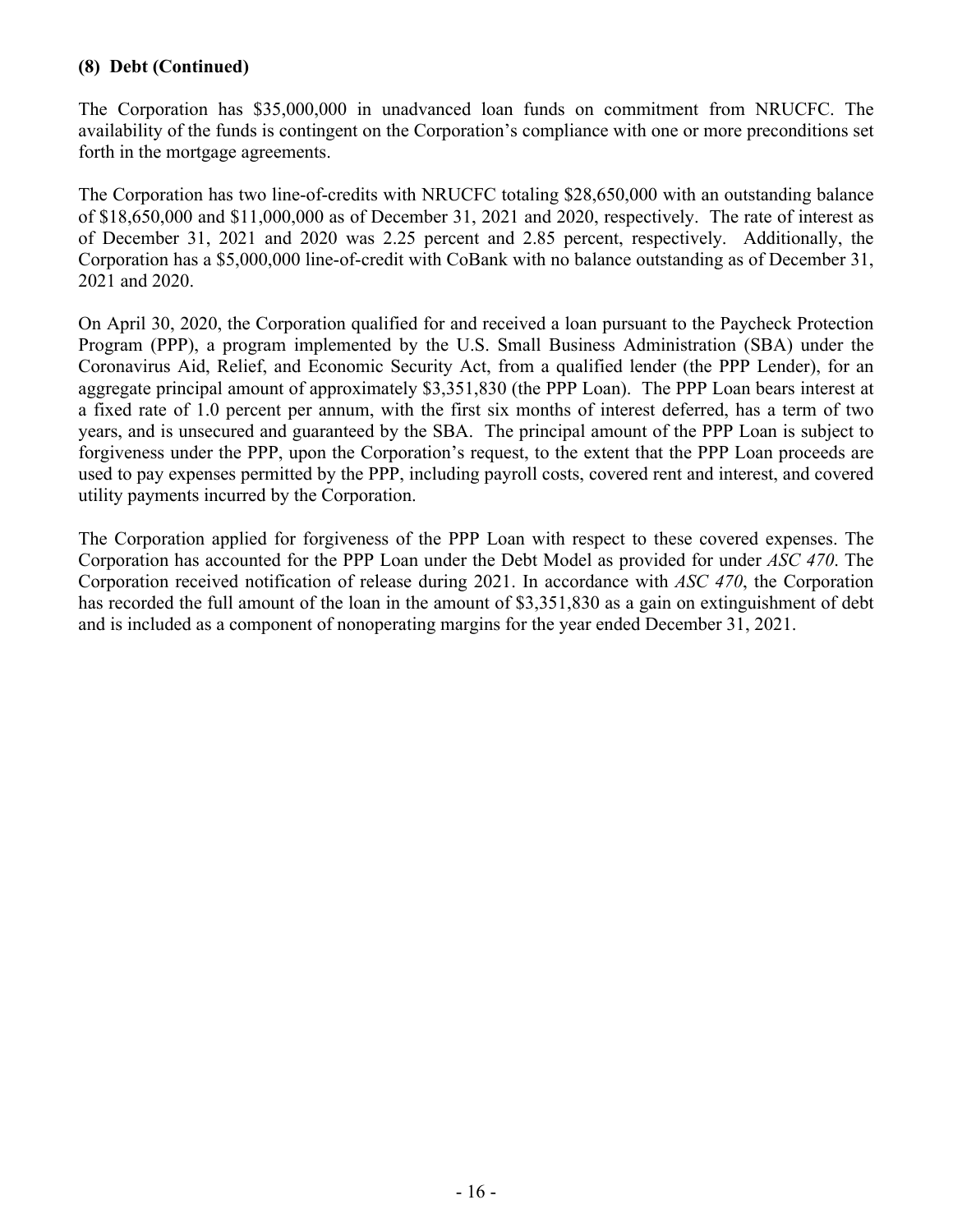### (8) Debt (Continued)

The Corporation has $35,000,000 in unadvanced loan funds on commitment from NRUCFC. The availability of the funds is contingent on the Corporation's compliance with one or more preconditions set forth in the mortgage agreements.

The Corporation has two line-of-credits with NRUCFC totaling $28,650,000 with an outstanding balance of $18,650,000 and $11,000,000 as of December 31, 2021 and 2020, respectively. The rate of interest as of December 31, 2021 and 2020 was 2.25 percent and 2.85 percent, respectively. Additionally, the Corporation has a $5,000,000 line-of-credit with CoBank with no balance outstanding as of December 31, 2021 and 2020.

On April 30, 2020, the Corporation qualified for and received a loan pursuant to the Paycheck Protection Program (PPP), a program implemented by the U.S. Small Business Administration (SBA) under the Coronavirus Aid, Relief, and Economic Security Act, from a qualified lender (the PPP Lender), for an aggregate principal amount of approximately $3,351,830 (the PPP Loan). The PPP Loan bears interest at a fixed rate of 1.0 percent per annum, with the first six months of interest deferred, has a term of two years, and is unsecured and guaranteed by the SBA. The principal amount of the PPP Loan is subject to forgiveness under the PPP, upon the Corporation's request, to the extent that the PPP Loan proceeds are used to pay expenses permitted by the PPP, including payroll costs, covered rent and interest, and covered utility payments incurred by the Corporation.

The Corporation applied for forgiveness of the PPP Loan with respect to these covered expenses. The Corporation has accounted for the PPP Loan under the Debt Model as provided for under *ASC 470*. The Corporation received notification of release during 2021. In accordance with *ASC 470*, the Corporation has recorded the full amount of the loan in the amount of $3,351,830 as a gain on extinguishment of debt and is included as a component of nonoperating margins for the year ended December 31, 2021.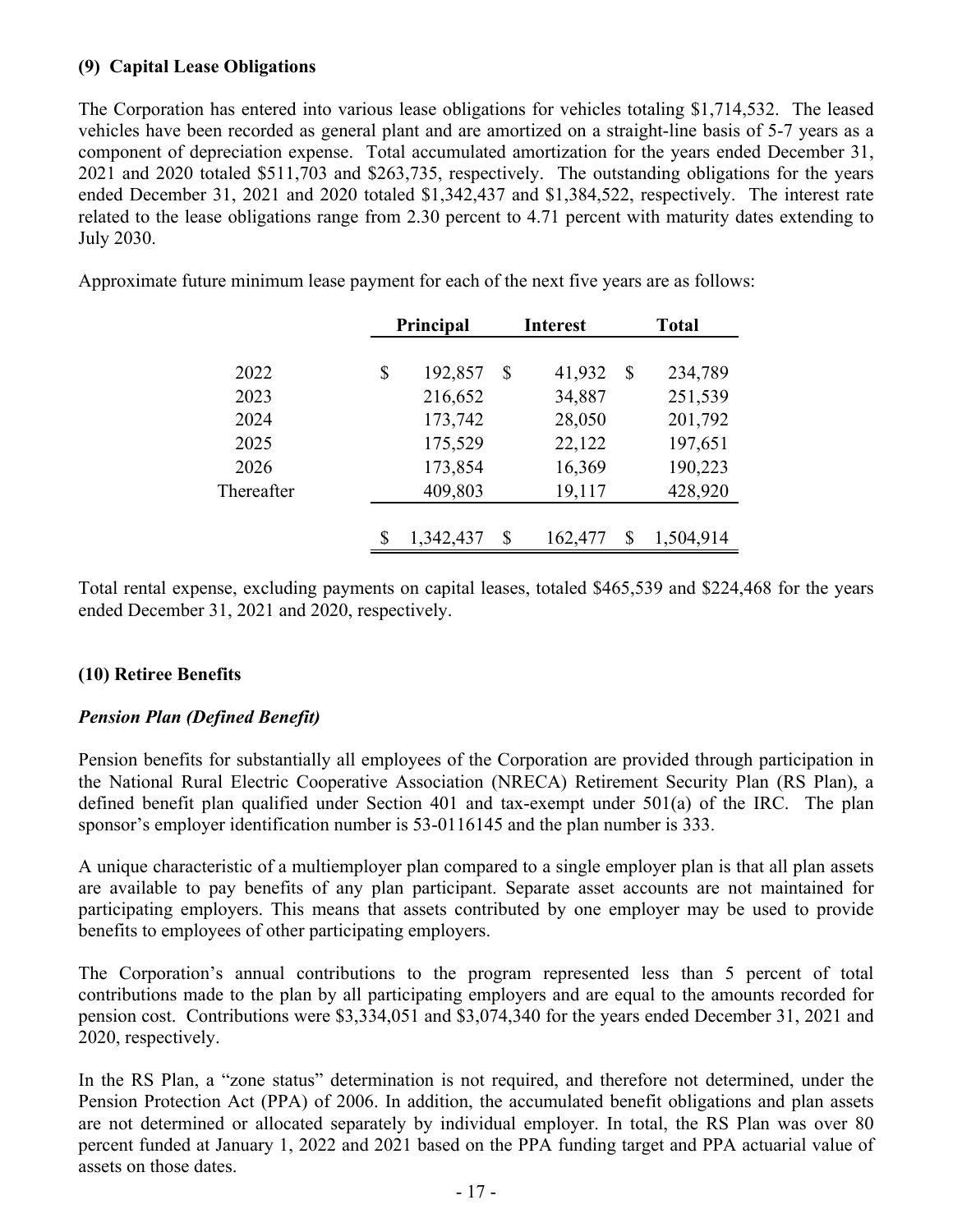### (9) Capital Lease Obligations

The Corporation has entered into various lease obligations for vehicles totaling $1,714,532. The leased vehicles have been recorded as general plant and are amortized on a straight-line basis of 5-7 years as a component of depreciation expense. Total accumulated amortization for the years ended December 31, 2021 and 2020 totaled $511,703 and $263,735, respectively. The outstanding obligations for the years ended December 31, 2021 and 2020 totaled $1,342,437 and $1,384,522, respectively. The interest rate related to the lease obligations range from 2.30 percent to 4.71 percent with maturity dates extending to July 2030.

Approximate future minimum lease payment for each of the next five years are as follows:

| | Principal | Interest | Total |
|---|---|---|---|
| 2022 | $ 192,857 | $ 41,932 | $ 234,789 |
| 2023 | 216,652 | 34,887 | 251,539 |
| 2024 | 173,742 | 28,050 | 201,792 |
| 2025 | 175,529 | 22,122 | 197,651 |
| 2026 | 173,854 | 16,369 | 190,223 |
| Thereafter | 409,803 | 19,117 | 428,920 |
| | $ 1,342,437 | $ 162,477 | $ 1,504,914 |

Total rental expense, excluding payments on capital leases, totaled $465,539 and $224,468 for the years ended December 31, 2021 and 2020, respectively.

### (10) Retiree Benefits

***Pension Plan (Defined Benefit)***

Pension benefits for substantially all employees of the Corporation are provided through participation in the National Rural Electric Cooperative Association (NRECA) Retirement Security Plan (RS Plan), a defined benefit plan qualified under Section 401 and tax-exempt under 501(a) of the IRC. The plan sponsor's employer identification number is 53-0116145 and the plan number is 333.

A unique characteristic of a multiemployer plan compared to a single employer plan is that all plan assets are available to pay benefits of any plan participant. Separate asset accounts are not maintained for participating employers. This means that assets contributed by one employer may be used to provide benefits to employees of other participating employers.

The Corporation's annual contributions to the program represented less than 5 percent of total contributions made to the plan by all participating employers and are equal to the amounts recorded for pension cost. Contributions were $3,334,051 and $3,074,340 for the years ended December 31, 2021 and 2020, respectively.

In the RS Plan, a "zone status" determination is not required, and therefore not determined, under the Pension Protection Act (PPA) of 2006. In addition, the accumulated benefit obligations and plan assets are not determined or allocated separately by individual employer. In total, the RS Plan was over 80 percent funded at January 1, 2022 and 2021 based on the PPA funding target and PPA actuarial value of assets on those dates.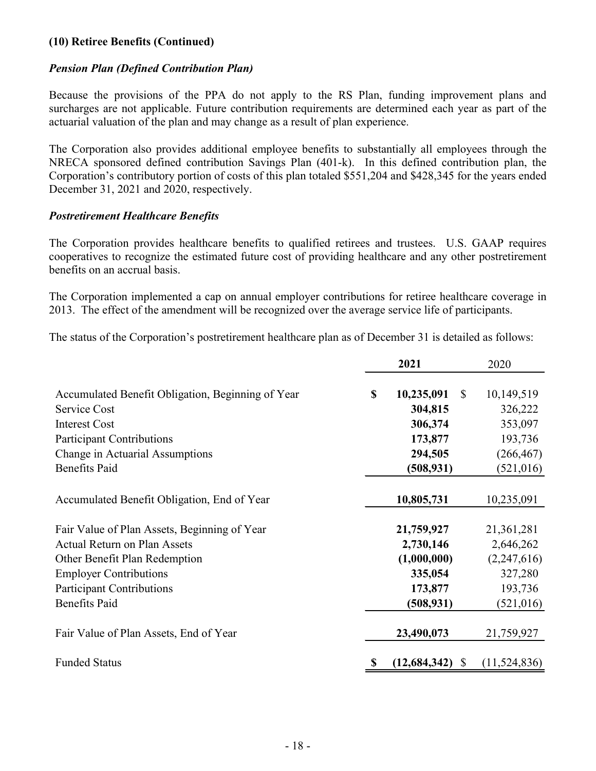**(10) Retiree Benefits (Continued)**

***Pension Plan (Defined Contribution Plan)***

Because the provisions of the PPA do not apply to the RS Plan, funding improvement plans and surcharges are not applicable. Future contribution requirements are determined each year as part of the actuarial valuation of the plan and may change as a result of plan experience.

The Corporation also provides additional employee benefits to substantially all employees through the NRECA sponsored defined contribution Savings Plan (401-k). In this defined contribution plan, the Corporation's contributory portion of costs of this plan totaled $551,204 and $428,345 for the years ended December 31, 2021 and 2020, respectively.

***Postretirement Healthcare Benefits***

The Corporation provides healthcare benefits to qualified retirees and trustees. U.S. GAAP requires cooperatives to recognize the estimated future cost of providing healthcare and any other postretirement benefits on an accrual basis.

The Corporation implemented a cap on annual employer contributions for retiree healthcare coverage in 2013. The effect of the amendment will be recognized over the average service life of participants.

The status of the Corporation's postretirement healthcare plan as of December 31 is detailed as follows:

| | **2021** | 2020 |
|---|---|---|
| Accumulated Benefit Obligation, Beginning of Year | **$ 10,235,091** | $ 10,149,519 |
| Service Cost | **304,815** | 326,222 |
| Interest Cost | **306,374** | 353,097 |
| Participant Contributions | **173,877** | 193,736 |
| Change in Actuarial Assumptions | **294,505** | (266,467) |
| Benefits Paid | **(508,931)** | (521,016) |
| Accumulated Benefit Obligation, End of Year | **10,805,731** | 10,235,091 |
| Fair Value of Plan Assets, Beginning of Year | **21,759,927** | 21,361,281 |
| Actual Return on Plan Assets | **2,730,146** | 2,646,262 |
| Other Benefit Plan Redemption | **(1,000,000)** | (2,247,616) |
| Employer Contributions | **335,054** | 327,280 |
| Participant Contributions | **173,877** | 193,736 |
| Benefits Paid | **(508,931)** | (521,016) |
| Fair Value of Plan Assets, End of Year | **23,490,073** | 21,759,927 |
| Funded Status | **$ (12,684,342)** | $ (11,524,836) |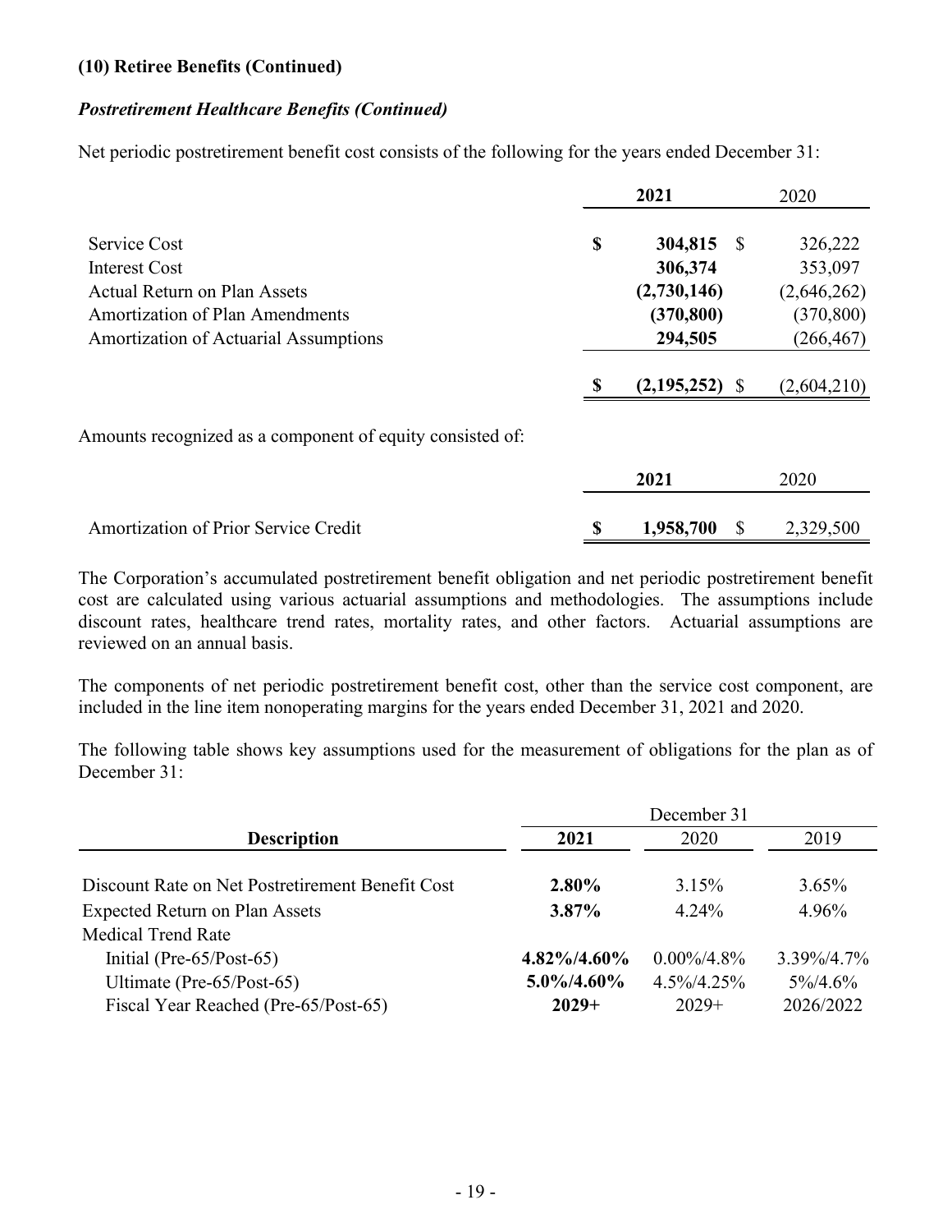### (10) Retiree Benefits (Continued)

***Postretirement Healthcare Benefits (Continued)***

Net periodic postretirement benefit cost consists of the following for the years ended December 31:

| | 2021 | 2020 |
|---|---|---|
| Service Cost | $ 304,815 | $ 326,222 |
| Interest Cost | 306,374 | 353,097 |
| Actual Return on Plan Assets | (2,730,146) | (2,646,262) |
| Amortization of Plan Amendments | (370,800) | (370,800) |
| Amortization of Actuarial Assumptions | 294,505 | (266,467) |
| | $ (2,195,252) | $ (2,604,210) |

Amounts recognized as a component of equity consisted of:

| | 2021 | 2020 |
|---|---|---|
| Amortization of Prior Service Credit | $ 1,958,700 | $ 2,329,500 |

The Corporation's accumulated postretirement benefit obligation and net periodic postretirement benefit cost are calculated using various actuarial assumptions and methodologies. The assumptions include discount rates, healthcare trend rates, mortality rates, and other factors. Actuarial assumptions are reviewed on an annual basis.

The components of net periodic postretirement benefit cost, other than the service cost component, are included in the line item nonoperating margins for the years ended December 31, 2021 and 2020.

The following table shows key assumptions used for the measurement of obligations for the plan as of December 31:

| | December 31 | | |
|---|---|---|---|
| **Description** | **2021** | 2020 | 2019 |
| Discount Rate on Net Postretirement Benefit Cost | **2.80%** | 3.15% | 3.65% |
| Expected Return on Plan Assets | **3.87%** | 4.24% | 4.96% |
| Medical Trend Rate | | | |
| Initial (Pre-65/Post-65) | **4.82%/4.60%** | 0.00%/4.8% | 3.39%/4.7% |
| Ultimate (Pre-65/Post-65) | **5.0%/4.60%** | 4.5%/4.25% | 5%/4.6% |
| Fiscal Year Reached (Pre-65/Post-65) | **2029+** | 2029+ | 2026/2022 |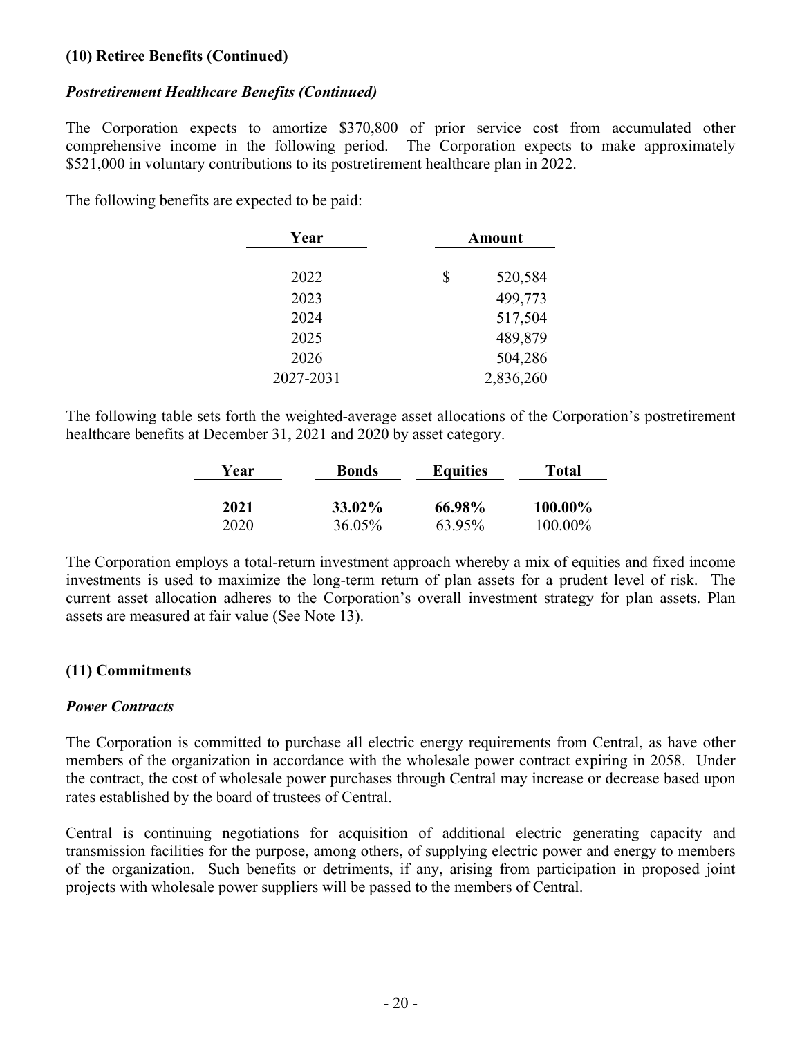**(10) Retiree Benefits (Continued)**

***Postretirement Healthcare Benefits (Continued)***

The Corporation expects to amortize $370,800 of prior service cost from accumulated other comprehensive income in the following period. The Corporation expects to make approximately $521,000 in voluntary contributions to its postretirement healthcare plan in 2022.

The following benefits are expected to be paid:

| Year | Amount |
|---|---|
| 2022 | $ 520,584 |
| 2023 | 499,773 |
| 2024 | 517,504 |
| 2025 | 489,879 |
| 2026 | 504,286 |
| 2027-2031 | 2,836,260 |

The following table sets forth the weighted-average asset allocations of the Corporation's postretirement healthcare benefits at December 31, 2021 and 2020 by asset category.

| Year | Bonds | Equities | Total |
|---|---|---|---|
| **2021** | **33.02%** | **66.98%** | **100.00%** |
| 2020 | 36.05% | 63.95% | 100.00% |

The Corporation employs a total-return investment approach whereby a mix of equities and fixed income investments is used to maximize the long-term return of plan assets for a prudent level of risk. The current asset allocation adheres to the Corporation's overall investment strategy for plan assets. Plan assets are measured at fair value (See Note 13).

**(11) Commitments**

***Power Contracts***

The Corporation is committed to purchase all electric energy requirements from Central, as have other members of the organization in accordance with the wholesale power contract expiring in 2058. Under the contract, the cost of wholesale power purchases through Central may increase or decrease based upon rates established by the board of trustees of Central.

Central is continuing negotiations for acquisition of additional electric generating capacity and transmission facilities for the purpose, among others, of supplying electric power and energy to members of the organization. Such benefits or detriments, if any, arising from participation in proposed joint projects with wholesale power suppliers will be passed to the members of Central.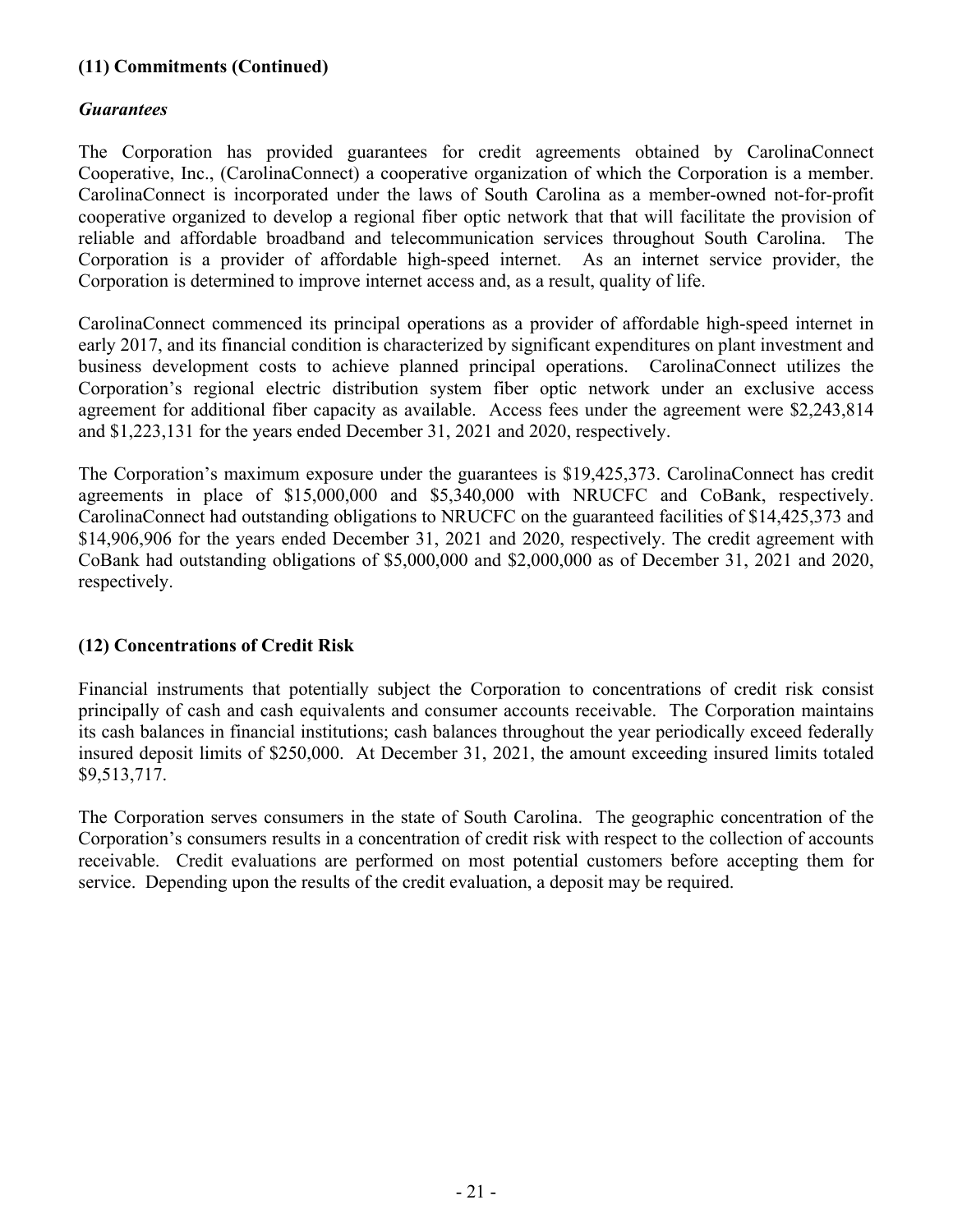### (11) Commitments (Continued)

#### *Guarantees*

The Corporation has provided guarantees for credit agreements obtained by CarolinaConnect Cooperative, Inc., (CarolinaConnect) a cooperative organization of which the Corporation is a member. CarolinaConnect is incorporated under the laws of South Carolina as a member-owned not-for-profit cooperative organized to develop a regional fiber optic network that that will facilitate the provision of reliable and affordable broadband and telecommunication services throughout South Carolina. The Corporation is a provider of affordable high-speed internet. As an internet service provider, the Corporation is determined to improve internet access and, as a result, quality of life.

CarolinaConnect commenced its principal operations as a provider of affordable high-speed internet in early 2017, and its financial condition is characterized by significant expenditures on plant investment and business development costs to achieve planned principal operations. CarolinaConnect utilizes the Corporation's regional electric distribution system fiber optic network under an exclusive access agreement for additional fiber capacity as available. Access fees under the agreement were $2,243,814 and $1,223,131 for the years ended December 31, 2021 and 2020, respectively.

The Corporation's maximum exposure under the guarantees is $19,425,373. CarolinaConnect has credit agreements in place of $15,000,000 and $5,340,000 with NRUCFC and CoBank, respectively. CarolinaConnect had outstanding obligations to NRUCFC on the guaranteed facilities of $14,425,373 and $14,906,906 for the years ended December 31, 2021 and 2020, respectively. The credit agreement with CoBank had outstanding obligations of $5,000,000 and $2,000,000 as of December 31, 2021 and 2020, respectively.

### (12) Concentrations of Credit Risk

Financial instruments that potentially subject the Corporation to concentrations of credit risk consist principally of cash and cash equivalents and consumer accounts receivable. The Corporation maintains its cash balances in financial institutions; cash balances throughout the year periodically exceed federally insured deposit limits of $250,000. At December 31, 2021, the amount exceeding insured limits totaled $9,513,717.

The Corporation serves consumers in the state of South Carolina. The geographic concentration of the Corporation's consumers results in a concentration of credit risk with respect to the collection of accounts receivable. Credit evaluations are performed on most potential customers before accepting them for service. Depending upon the results of the credit evaluation, a deposit may be required.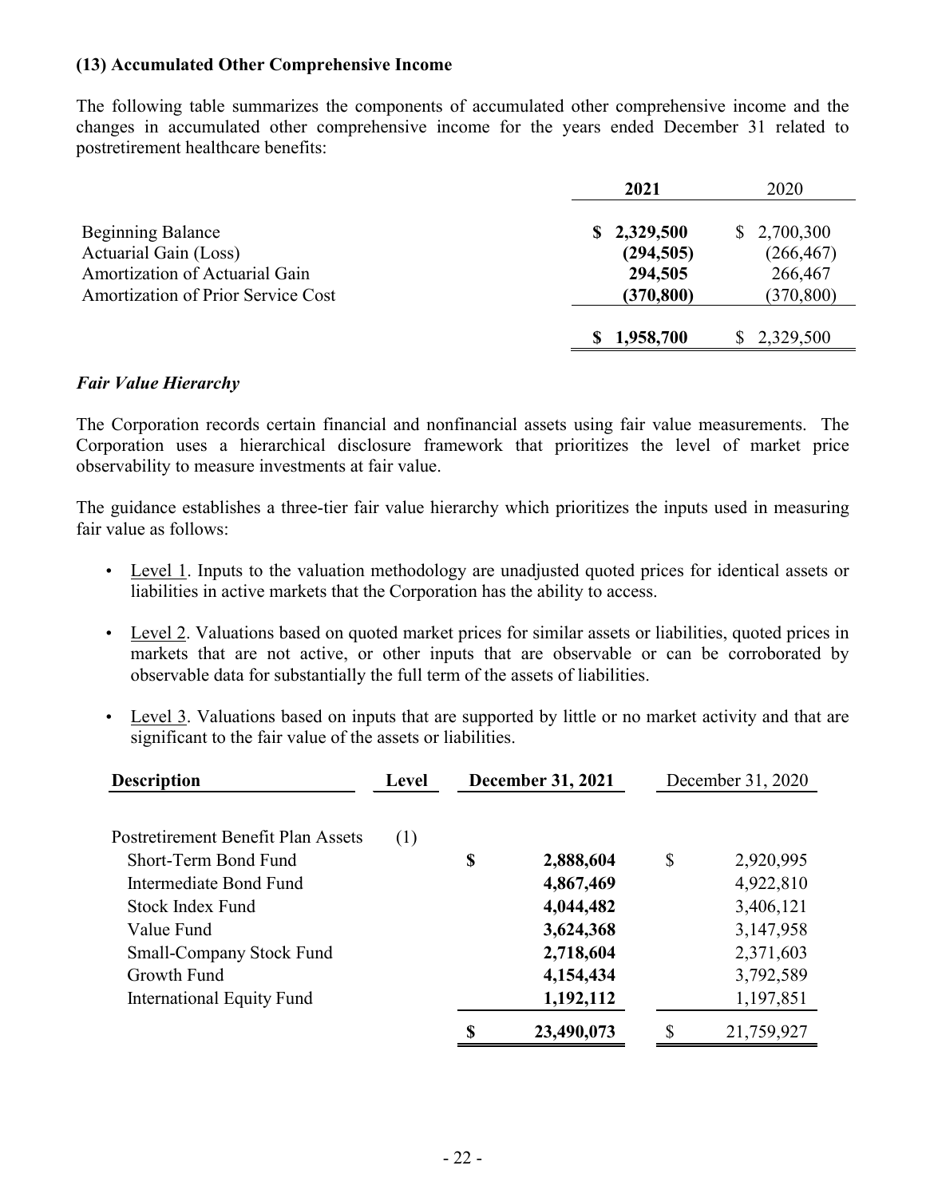### (13) Accumulated Other Comprehensive Income

The following table summarizes the components of accumulated other comprehensive income and the changes in accumulated other comprehensive income for the years ended December 31 related to postretirement healthcare benefits:

| | **2021** | 2020 |
|---|---|---|
| Beginning Balance | **$ 2,329,500** | $ 2,700,300 |
| Actuarial Gain (Loss) | **(294,505)** | (266,467) |
| Amortization of Actuarial Gain | **294,505** | 266,467 |
| Amortization of Prior Service Cost | **(370,800)** | (370,800) |
| | **$ 1,958,700** | $ 2,329,500 |

#### *Fair Value Hierarchy*

The Corporation records certain financial and nonfinancial assets using fair value measurements. The Corporation uses a hierarchical disclosure framework that prioritizes the level of market price observability to measure investments at fair value.

The guidance establishes a three-tier fair value hierarchy which prioritizes the inputs used in measuring fair value as follows:

- Level 1. Inputs to the valuation methodology are unadjusted quoted prices for identical assets or liabilities in active markets that the Corporation has the ability to access.
- Level 2. Valuations based on quoted market prices for similar assets or liabilities, quoted prices in markets that are not active, or other inputs that are observable or can be corroborated by observable data for substantially the full term of the assets of liabilities.
- Level 3. Valuations based on inputs that are supported by little or no market activity and that are significant to the fair value of the assets or liabilities.

| **Description** | **Level** | **December 31, 2021** | December 31, 2020 |
|---|---|---|---|
| Postretirement Benefit Plan Assets | (1) | | |
| Short-Term Bond Fund | | **$ 2,888,604** | $ 2,920,995 |
| Intermediate Bond Fund | | **4,867,469** | 4,922,810 |
| Stock Index Fund | | **4,044,482** | 3,406,121 |
| Value Fund | | **3,624,368** | 3,147,958 |
| Small-Company Stock Fund | | **2,718,604** | 2,371,603 |
| Growth Fund | | **4,154,434** | 3,792,589 |
| International Equity Fund | | **1,192,112** | 1,197,851 |
| | | **$ 23,490,073** | $ 21,759,927 |